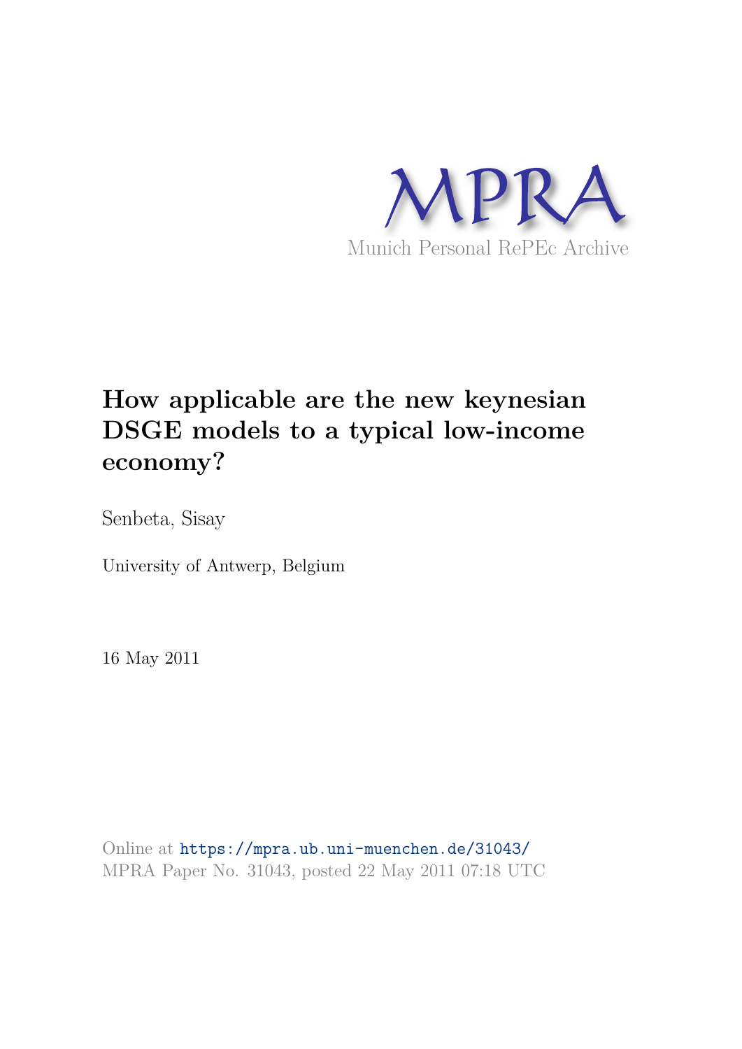MPRA

Munich Personal RePEc Archive

# How applicable are the new keynesian DSGE models to a typical low-income economy?

Senbeta, Sisay

University of Antwerp, Belgium

16 May 2011

Online at https://mpra.ub.uni-muenchen.de/31043/
MPRA Paper No. 31043, posted 22 May 2011 07:18 UTC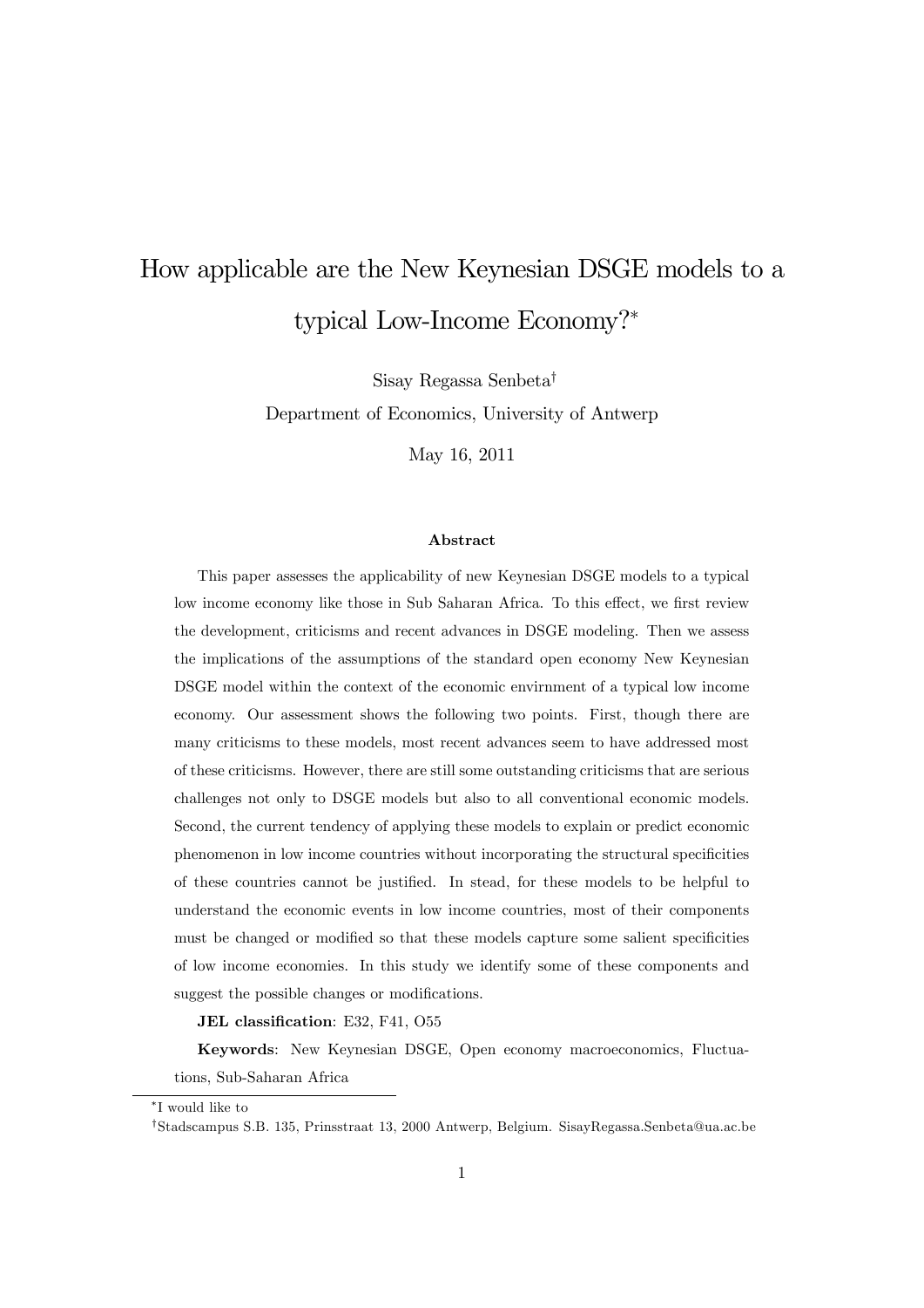# How applicable are the New Keynesian DSGE models to a typical Low-Income Economy?*

Sisay Regassa Senbeta[†]

Department of Economics, University of Antwerp

May 16, 2011

### Abstract

This paper assesses the applicability of new Keynesian DSGE models to a typical low income economy like those in Sub Saharan Africa. To this effect, we first review the development, criticisms and recent advances in DSGE modeling. Then we assess the implications of the assumptions of the standard open economy New Keynesian DSGE model within the context of the economic envirnment of a typical low income economy. Our assessment shows the following two points. First, though there are many criticisms to these models, most recent advances seem to have addressed most of these criticisms. However, there are still some outstanding criticisms that are serious challenges not only to DSGE models but also to all conventional economic models. Second, the current tendency of applying these models to explain or predict economic phenomenon in low income countries without incorporating the structural specificities of these countries cannot be justified. In stead, for these models to be helpful to understand the economic events in low income countries, most of their components must be changed or modified so that these models capture some salient specificities of low income economies. In this study we identify some of these components and suggest the possible changes or modifications.

**JEL classification**: E32, F41, O55

**Keywords**: New Keynesian DSGE, Open economy macroeconomics, Fluctuations, Sub-Saharan Africa

---

*I would like to

[†]Stadscampus S.B. 135, Prinsstraat 13, 2000 Antwerp, Belgium. SisayRegassa.Senbeta@ua.ac.be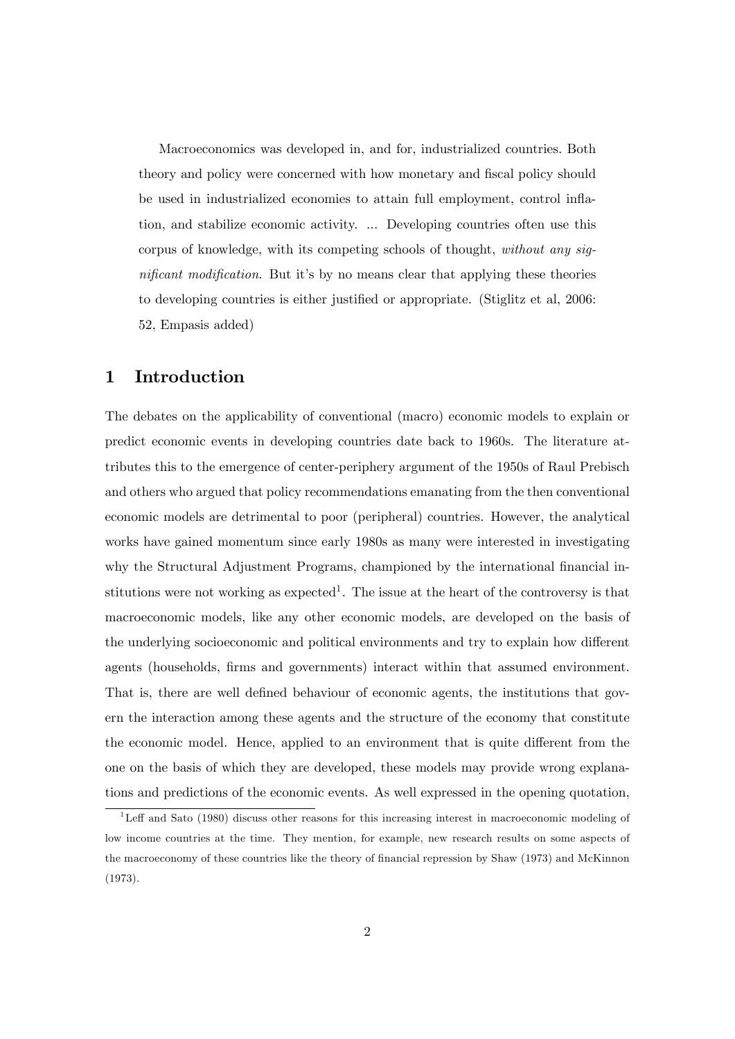> Macroeconomics was developed in, and for, industrialized countries. Both theory and policy were concerned with how monetary and fiscal policy should be used in industrialized economies to attain full employment, control inflation, and stabilize economic activity. ... Developing countries often use this corpus of knowledge, with its competing schools of thought, *without any significant modification*. But it's by no means clear that applying these theories to developing countries is either justified or appropriate. (Stiglitz et al, 2006: 52, Empasis added)

# 1 Introduction

The debates on the applicability of conventional (macro) economic models to explain or predict economic events in developing countries date back to 1960s. The literature attributes this to the emergence of center-periphery argument of the 1950s of Raul Prebisch and others who argued that policy recommendations emanating from the then conventional economic models are detrimental to poor (peripheral) countries. However, the analytical works have gained momentum since early 1980s as many were interested in investigating why the Structural Adjustment Programs, championed by the international financial institutions were not working as expected[1]. The issue at the heart of the controversy is that macroeconomic models, like any other economic models, are developed on the basis of the underlying socioeconomic and political environments and try to explain how different agents (households, firms and governments) interact within that assumed environment. That is, there are well defined behaviour of economic agents, the institutions that govern the interaction among these agents and the structure of the economy that constitute the economic model. Hence, applied to an environment that is quite different from the one on the basis of which they are developed, these models may provide wrong explanations and predictions of the economic events. As well expressed in the opening quotation,

[1] Leff and Sato (1980) discuss other reasons for this increasing interest in macroeconomic modeling of low income countries at the time. They mention, for example, new research results on some aspects of the macroeconomy of these countries like the theory of financial repression by Shaw (1973) and McKinnon (1973).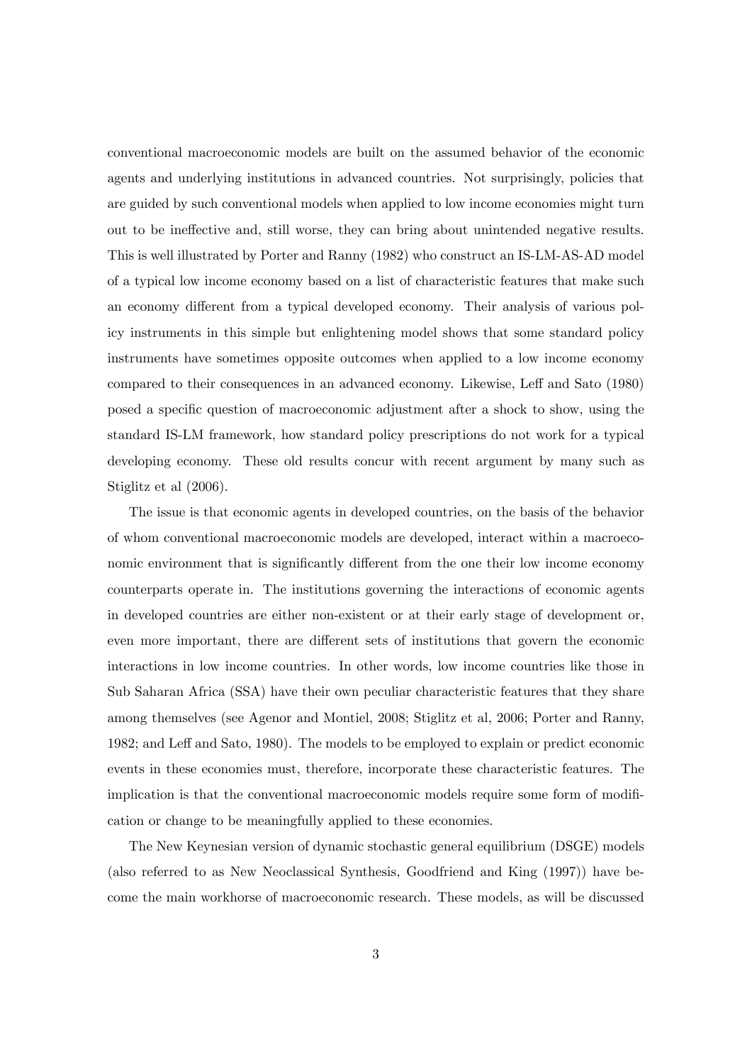conventional macroeconomic models are built on the assumed behavior of the economic agents and underlying institutions in advanced countries. Not surprisingly, policies that are guided by such conventional models when applied to low income economies might turn out to be ineffective and, still worse, they can bring about unintended negative results. This is well illustrated by Porter and Ranny (1982) who construct an IS-LM-AS-AD model of a typical low income economy based on a list of characteristic features that make such an economy different from a typical developed economy. Their analysis of various policy instruments in this simple but enlightening model shows that some standard policy instruments have sometimes opposite outcomes when applied to a low income economy compared to their consequences in an advanced economy. Likewise, Leff and Sato (1980) posed a specific question of macroeconomic adjustment after a shock to show, using the standard IS-LM framework, how standard policy prescriptions do not work for a typical developing economy. These old results concur with recent argument by many such as Stiglitz et al (2006).

The issue is that economic agents in developed countries, on the basis of the behavior of whom conventional macroeconomic models are developed, interact within a macroeconomic environment that is significantly different from the one their low income economy counterparts operate in. The institutions governing the interactions of economic agents in developed countries are either non-existent or at their early stage of development or, even more important, there are different sets of institutions that govern the economic interactions in low income countries. In other words, low income countries like those in Sub Saharan Africa (SSA) have their own peculiar characteristic features that they share among themselves (see Agenor and Montiel, 2008; Stiglitz et al, 2006; Porter and Ranny, 1982; and Leff and Sato, 1980). The models to be employed to explain or predict economic events in these economies must, therefore, incorporate these characteristic features. The implication is that the conventional macroeconomic models require some form of modification or change to be meaningfully applied to these economies.

The New Keynesian version of dynamic stochastic general equilibrium (DSGE) models (also referred to as New Neoclassical Synthesis, Goodfriend and King (1997)) have become the main workhorse of macroeconomic research. These models, as will be discussed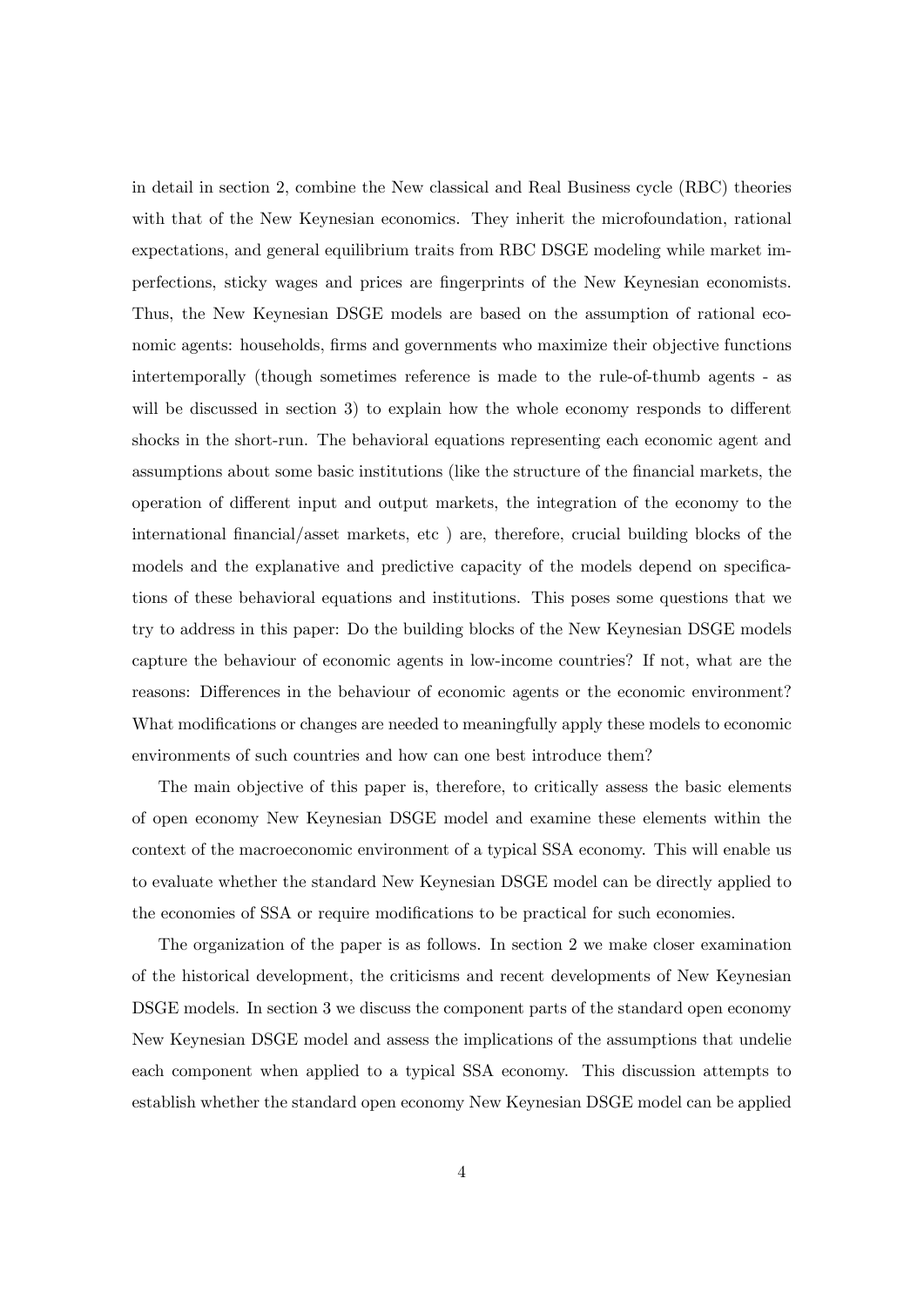in detail in section 2, combine the New classical and Real Business cycle (RBC) theories with that of the New Keynesian economics. They inherit the microfoundation, rational expectations, and general equilibrium traits from RBC DSGE modeling while market imperfections, sticky wages and prices are fingerprints of the New Keynesian economists. Thus, the New Keynesian DSGE models are based on the assumption of rational economic agents: households, firms and governments who maximize their objective functions intertemporally (though sometimes reference is made to the rule-of-thumb agents - as will be discussed in section 3) to explain how the whole economy responds to different shocks in the short-run. The behavioral equations representing each economic agent and assumptions about some basic institutions (like the structure of the financial markets, the operation of different input and output markets, the integration of the economy to the international financial/asset markets, etc ) are, therefore, crucial building blocks of the models and the explanative and predictive capacity of the models depend on specifications of these behavioral equations and institutions. This poses some questions that we try to address in this paper: Do the building blocks of the New Keynesian DSGE models capture the behaviour of economic agents in low-income countries? If not, what are the reasons: Differences in the behaviour of economic agents or the economic environment? What modifications or changes are needed to meaningfully apply these models to economic environments of such countries and how can one best introduce them?

The main objective of this paper is, therefore, to critically assess the basic elements of open economy New Keynesian DSGE model and examine these elements within the context of the macroeconomic environment of a typical SSA economy. This will enable us to evaluate whether the standard New Keynesian DSGE model can be directly applied to the economies of SSA or require modifications to be practical for such economies.

The organization of the paper is as follows. In section 2 we make closer examination of the historical development, the criticisms and recent developments of New Keynesian DSGE models. In section 3 we discuss the component parts of the standard open economy New Keynesian DSGE model and assess the implications of the assumptions that undelie each component when applied to a typical SSA economy. This discussion attempts to establish whether the standard open economy New Keynesian DSGE model can be applied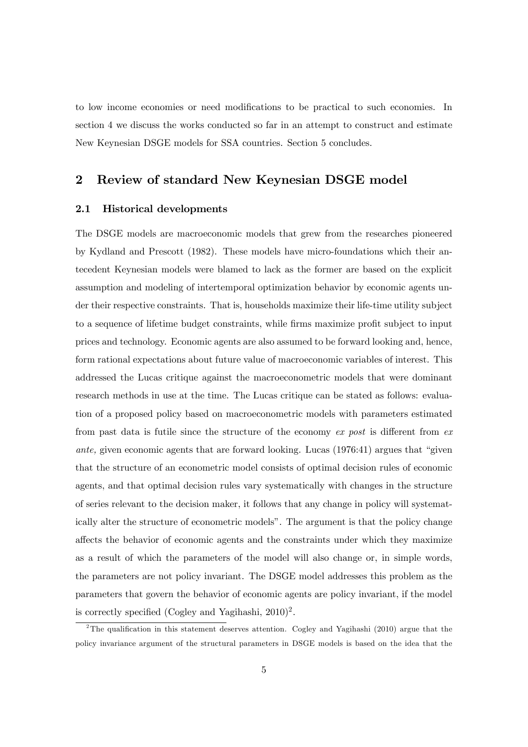to low income economies or need modifications to be practical to such economies. In section 4 we discuss the works conducted so far in an attempt to construct and estimate New Keynesian DSGE models for SSA countries. Section 5 concludes.

## 2 Review of standard New Keynesian DSGE model

### 2.1 Historical developments

The DSGE models are macroeconomic models that grew from the researches pioneered by Kydland and Prescott (1982). These models have micro-foundations which their antecedent Keynesian models were blamed to lack as the former are based on the explicit assumption and modeling of intertemporal optimization behavior by economic agents under their respective constraints. That is, households maximize their life-time utility subject to a sequence of lifetime budget constraints, while firms maximize profit subject to input prices and technology. Economic agents are also assumed to be forward looking and, hence, form rational expectations about future value of macroeconomic variables of interest. This addressed the Lucas critique against the macroeconometric models that were dominant research methods in use at the time. The Lucas critique can be stated as follows: evaluation of a proposed policy based on macroeconometric models with parameters estimated from past data is futile since the structure of the economy *ex post* is different from *ex ante,* given economic agents that are forward looking. Lucas (1976:41) argues that "given that the structure of an econometric model consists of optimal decision rules of economic agents, and that optimal decision rules vary systematically with changes in the structure of series relevant to the decision maker, it follows that any change in policy will systematically alter the structure of econometric models". The argument is that the policy change affects the behavior of economic agents and the constraints under which they maximize as a result of which the parameters of the model will also change or, in simple words, the parameters are not policy invariant. The DSGE model addresses this problem as the parameters that govern the behavior of economic agents are policy invariant, if the model is correctly specified (Cogley and Yagihashi, 2010)[2].

[2] The qualification in this statement deserves attention. Cogley and Yagihashi (2010) argue that the policy invariance argument of the structural parameters in DSGE models is based on the idea that the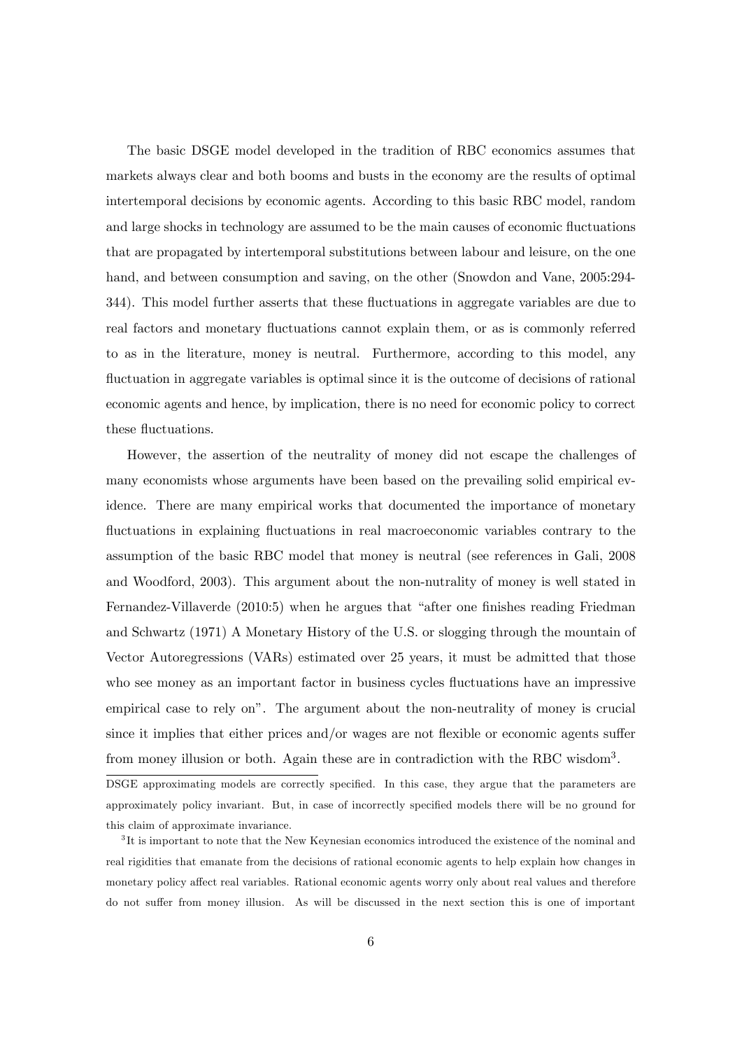The basic DSGE model developed in the tradition of RBC economics assumes that markets always clear and both booms and busts in the economy are the results of optimal intertemporal decisions by economic agents. According to this basic RBC model, random and large shocks in technology are assumed to be the main causes of economic fluctuations that are propagated by intertemporal substitutions between labour and leisure, on the one hand, and between consumption and saving, on the other (Snowdon and Vane, 2005:294-344). This model further asserts that these fluctuations in aggregate variables are due to real factors and monetary fluctuations cannot explain them, or as is commonly referred to as in the literature, money is neutral. Furthermore, according to this model, any fluctuation in aggregate variables is optimal since it is the outcome of decisions of rational economic agents and hence, by implication, there is no need for economic policy to correct these fluctuations.

However, the assertion of the neutrality of money did not escape the challenges of many economists whose arguments have been based on the prevailing solid empirical evidence. There are many empirical works that documented the importance of monetary fluctuations in explaining fluctuations in real macroeconomic variables contrary to the assumption of the basic RBC model that money is neutral (see references in Gali, 2008 and Woodford, 2003). This argument about the non-nutrality of money is well stated in Fernandez-Villaverde (2010:5) when he argues that "after one finishes reading Friedman and Schwartz (1971) A Monetary History of the U.S. or slogging through the mountain of Vector Autoregressions (VARs) estimated over 25 years, it must be admitted that those who see money as an important factor in business cycles fluctuations have an impressive empirical case to rely on". The argument about the non-neutrality of money is crucial since it implies that either prices and/or wages are not flexible or economic agents suffer from money illusion or both. Again these are in contradiction with the RBC wisdom[3].

DSGE approximating models are correctly specified. In this case, they argue that the parameters are approximately policy invariant. But, in case of incorrectly specified models there will be no ground for this claim of approximate invariance.

[3]It is important to note that the New Keynesian economics introduced the existence of the nominal and real rigidities that emanate from the decisions of rational economic agents to help explain how changes in monetary policy affect real variables. Rational economic agents worry only about real values and therefore do not suffer from money illusion. As will be discussed in the next section this is one of important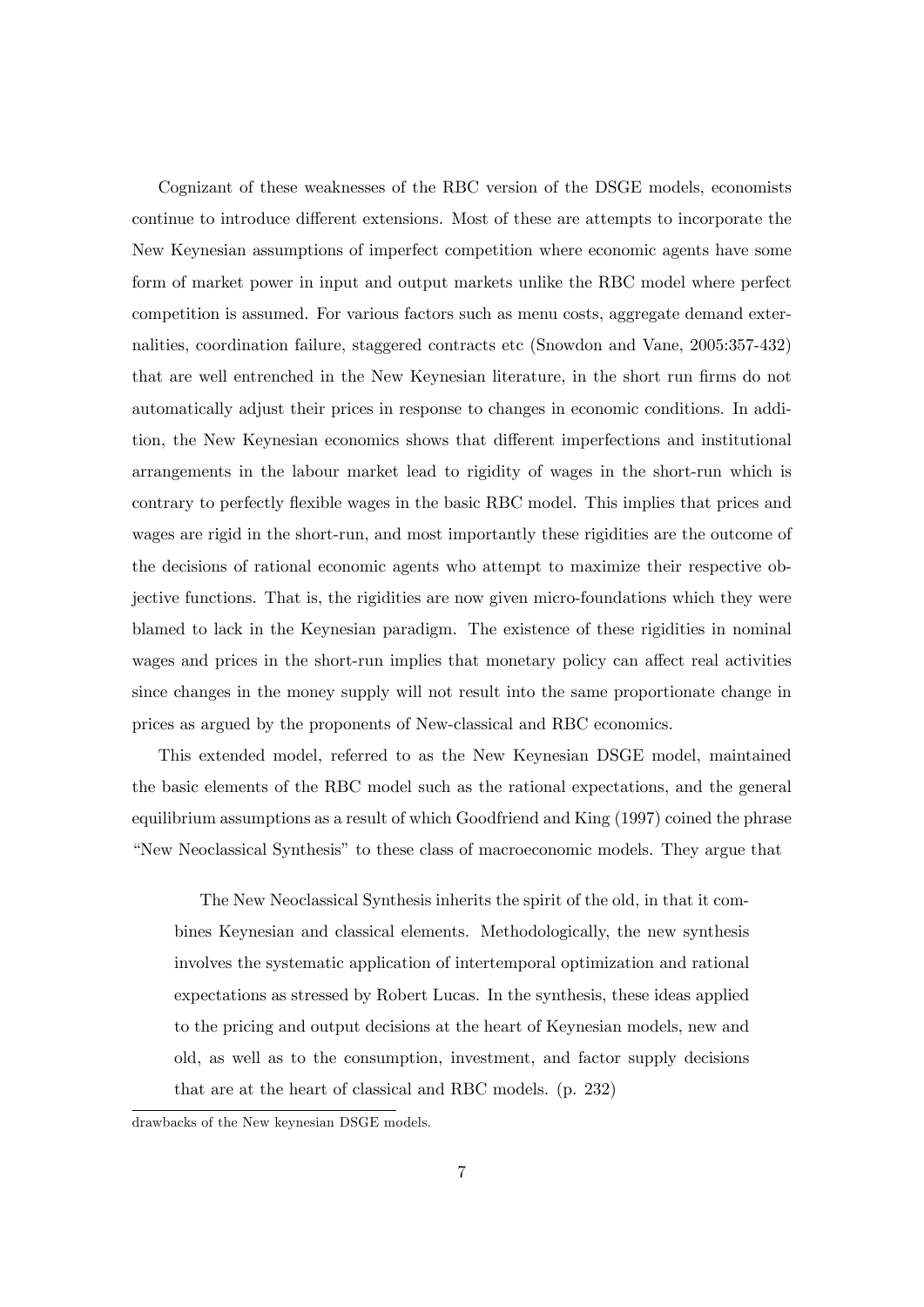Cognizant of these weaknesses of the RBC version of the DSGE models, economists continue to introduce different extensions. Most of these are attempts to incorporate the New Keynesian assumptions of imperfect competition where economic agents have some form of market power in input and output markets unlike the RBC model where perfect competition is assumed. For various factors such as menu costs, aggregate demand externalities, coordination failure, staggered contracts etc (Snowdon and Vane, 2005:357-432) that are well entrenched in the New Keynesian literature, in the short run firms do not automatically adjust their prices in response to changes in economic conditions. In addition, the New Keynesian economics shows that different imperfections and institutional arrangements in the labour market lead to rigidity of wages in the short-run which is contrary to perfectly flexible wages in the basic RBC model. This implies that prices and wages are rigid in the short-run, and most importantly these rigidities are the outcome of the decisions of rational economic agents who attempt to maximize their respective objective functions. That is, the rigidities are now given micro-foundations which they were blamed to lack in the Keynesian paradigm. The existence of these rigidities in nominal wages and prices in the short-run implies that monetary policy can affect real activities since changes in the money supply will not result into the same proportionate change in prices as argued by the proponents of New-classical and RBC economics.

This extended model, referred to as the New Keynesian DSGE model, maintained the basic elements of the RBC model such as the rational expectations, and the general equilibrium assumptions as a result of which Goodfriend and King (1997) coined the phrase "New Neoclassical Synthesis" to these class of macroeconomic models. They argue that

> The New Neoclassical Synthesis inherits the spirit of the old, in that it combines Keynesian and classical elements. Methodologically, the new synthesis involves the systematic application of intertemporal optimization and rational expectations as stressed by Robert Lucas. In the synthesis, these ideas applied to the pricing and output decisions at the heart of Keynesian models, new and old, as well as to the consumption, investment, and factor supply decisions that are at the heart of classical and RBC models. (p. 232)

drawbacks of the New keynesian DSGE models.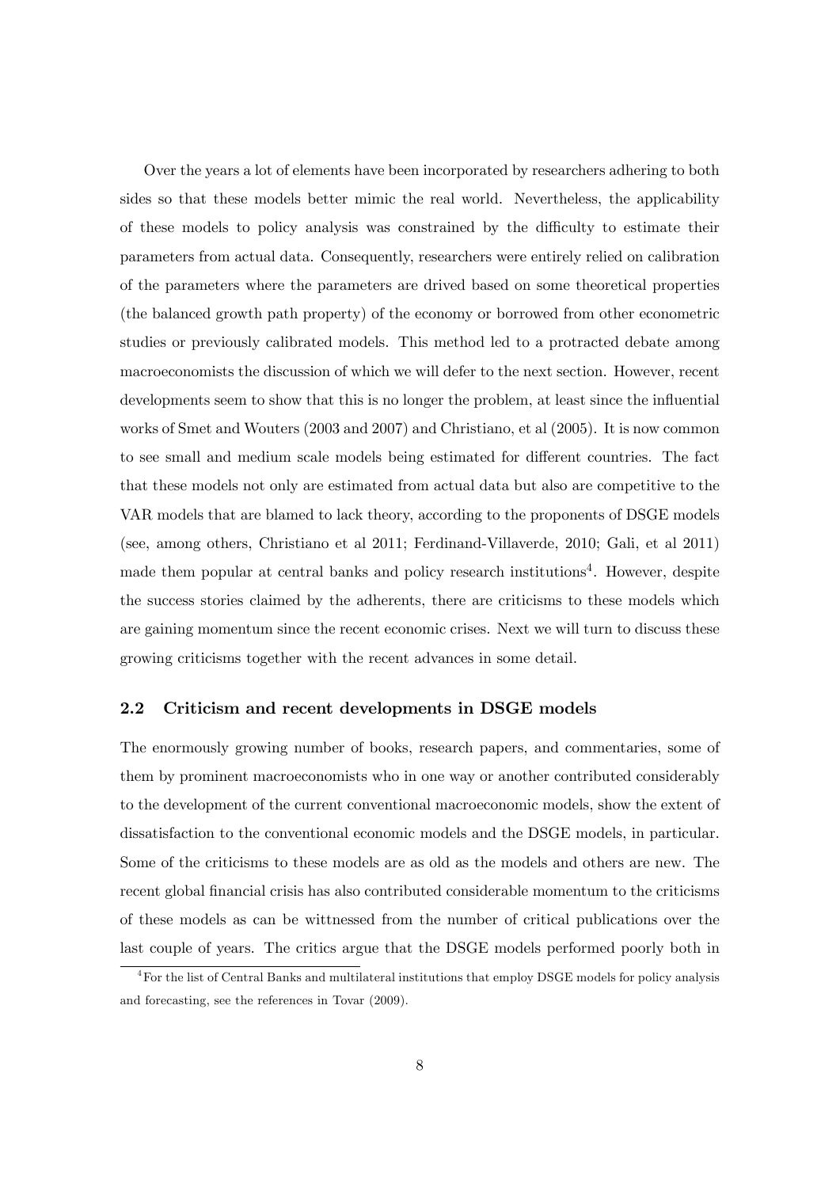Over the years a lot of elements have been incorporated by researchers adhering to both sides so that these models better mimic the real world. Nevertheless, the applicability of these models to policy analysis was constrained by the difficulty to estimate their parameters from actual data. Consequently, researchers were entirely relied on calibration of the parameters where the parameters are drived based on some theoretical properties (the balanced growth path property) of the economy or borrowed from other econometric studies or previously calibrated models. This method led to a protracted debate among macroeconomists the discussion of which we will defer to the next section. However, recent developments seem to show that this is no longer the problem, at least since the influential works of Smet and Wouters (2003 and 2007) and Christiano, et al (2005). It is now common to see small and medium scale models being estimated for different countries. The fact that these models not only are estimated from actual data but also are competitive to the VAR models that are blamed to lack theory, according to the proponents of DSGE models (see, among others, Christiano et al 2011; Ferdinand-Villaverde, 2010; Gali, et al 2011) made them popular at central banks and policy research institutions[4]. However, despite the success stories claimed by the adherents, there are criticisms to these models which are gaining momentum since the recent economic crises. Next we will turn to discuss these growing criticisms together with the recent advances in some detail.

## 2.2 Criticism and recent developments in DSGE models

The enormously growing number of books, research papers, and commentaries, some of them by prominent macroeconomists who in one way or another contributed considerably to the development of the current conventional macroeconomic models, show the extent of dissatisfaction to the conventional economic models and the DSGE models, in particular. Some of the criticisms to these models are as old as the models and others are new. The recent global financial crisis has also contributed considerable momentum to the criticisms of these models as can be wittnessed from the number of critical publications over the last couple of years. The critics argue that the DSGE models performed poorly both in

[4] For the list of Central Banks and multilateral institutions that employ DSGE models for policy analysis and forecasting, see the references in Tovar (2009).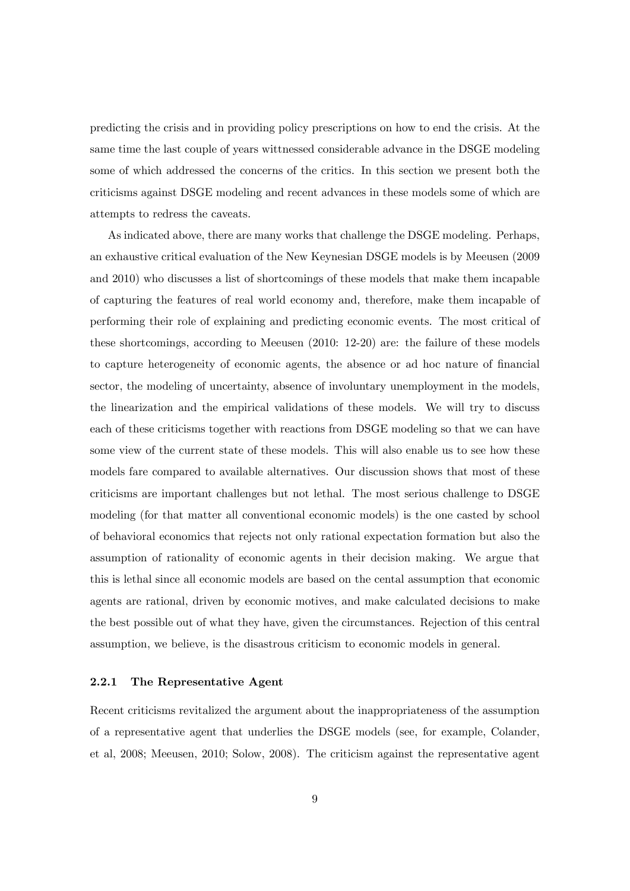predicting the crisis and in providing policy prescriptions on how to end the crisis. At the same time the last couple of years wittnessed considerable advance in the DSGE modeling some of which addressed the concerns of the critics. In this section we present both the criticisms against DSGE modeling and recent advances in these models some of which are attempts to redress the caveats.

As indicated above, there are many works that challenge the DSGE modeling. Perhaps, an exhaustive critical evaluation of the New Keynesian DSGE models is by Meeusen (2009 and 2010) who discusses a list of shortcomings of these models that make them incapable of capturing the features of real world economy and, therefore, make them incapable of performing their role of explaining and predicting economic events. The most critical of these shortcomings, according to Meeusen (2010: 12-20) are: the failure of these models to capture heterogeneity of economic agents, the absence or ad hoc nature of financial sector, the modeling of uncertainty, absence of involuntary unemployment in the models, the linearization and the empirical validations of these models. We will try to discuss each of these criticisms together with reactions from DSGE modeling so that we can have some view of the current state of these models. This will also enable us to see how these models fare compared to available alternatives. Our discussion shows that most of these criticisms are important challenges but not lethal. The most serious challenge to DSGE modeling (for that matter all conventional economic models) is the one casted by school of behavioral economics that rejects not only rational expectation formation but also the assumption of rationality of economic agents in their decision making. We argue that this is lethal since all economic models are based on the cental assumption that economic agents are rational, driven by economic motives, and make calculated decisions to make the best possible out of what they have, given the circumstances. Rejection of this central assumption, we believe, is the disastrous criticism to economic models in general.

### 2.2.1 The Representative Agent

Recent criticisms revitalized the argument about the inappropriateness of the assumption of a representative agent that underlies the DSGE models (see, for example, Colander, et al, 2008; Meeusen, 2010; Solow, 2008). The criticism against the representative agent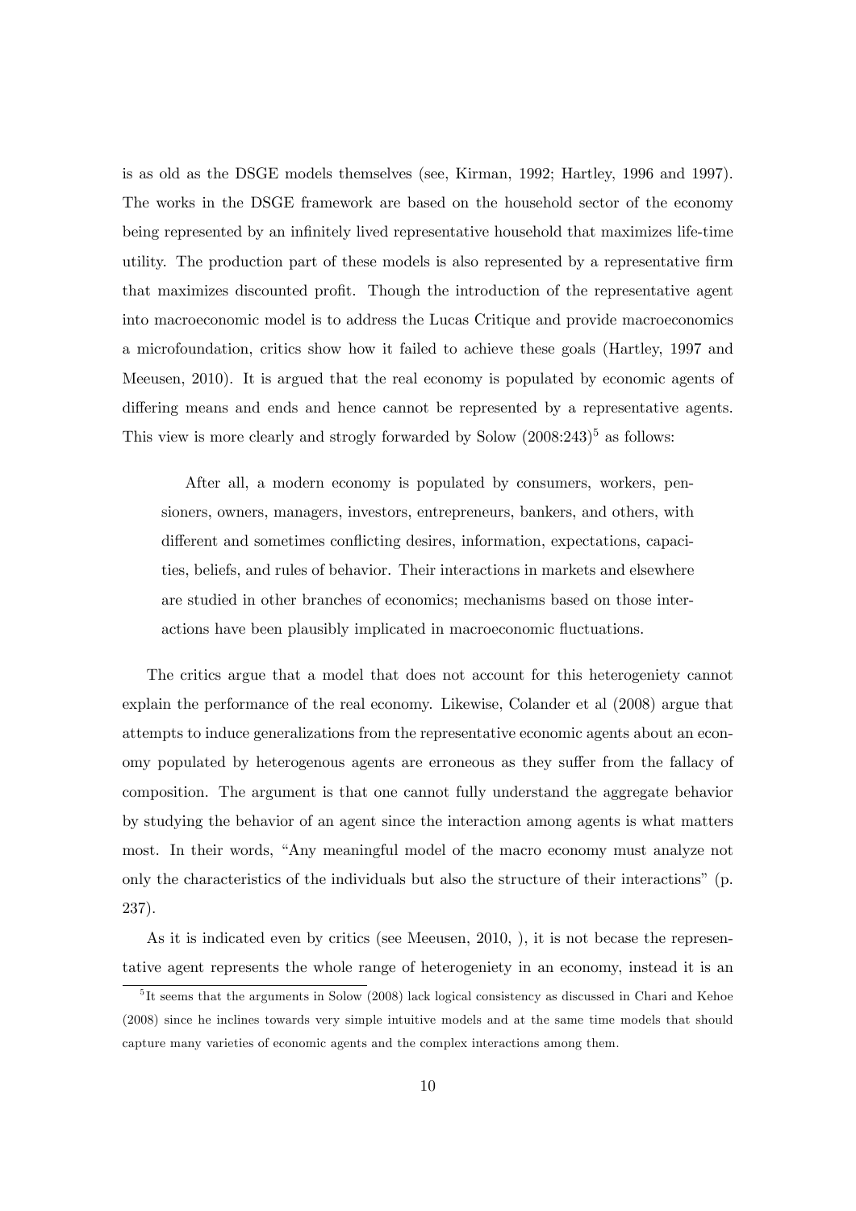is as old as the DSGE models themselves (see, Kirman, 1992; Hartley, 1996 and 1997). The works in the DSGE framework are based on the household sector of the economy being represented by an infinitely lived representative household that maximizes life-time utility. The production part of these models is also represented by a representative firm that maximizes discounted profit. Though the introduction of the representative agent into macroeconomic model is to address the Lucas Critique and provide macroeconomics a microfoundation, critics show how it failed to achieve these goals (Hartley, 1997 and Meeusen, 2010). It is argued that the real economy is populated by economic agents of differing means and ends and hence cannot be represented by a representative agents. This view is more clearly and strogly forwarded by Solow (2008:243)[5] as follows:

> After all, a modern economy is populated by consumers, workers, pensioners, owners, managers, investors, entrepreneurs, bankers, and others, with different and sometimes conflicting desires, information, expectations, capacities, beliefs, and rules of behavior. Their interactions in markets and elsewhere are studied in other branches of economics; mechanisms based on those interactions have been plausibly implicated in macroeconomic fluctuations.

The critics argue that a model that does not account for this heterogeniety cannot explain the performance of the real economy. Likewise, Colander et al (2008) argue that attempts to induce generalizations from the representative economic agents about an economy populated by heterogenous agents are erroneous as they suffer from the fallacy of composition. The argument is that one cannot fully understand the aggregate behavior by studying the behavior of an agent since the interaction among agents is what matters most. In their words, "Any meaningful model of the macro economy must analyze not only the characteristics of the individuals but also the structure of their interactions" (p. 237).

As it is indicated even by critics (see Meeusen, 2010, ), it is not becase the representative agent represents the whole range of heterogeniety in an economy, instead it is an

[5] It seems that the arguments in Solow (2008) lack logical consistency as discussed in Chari and Kehoe (2008) since he inclines towards very simple intuitive models and at the same time models that should capture many varieties of economic agents and the complex interactions among them.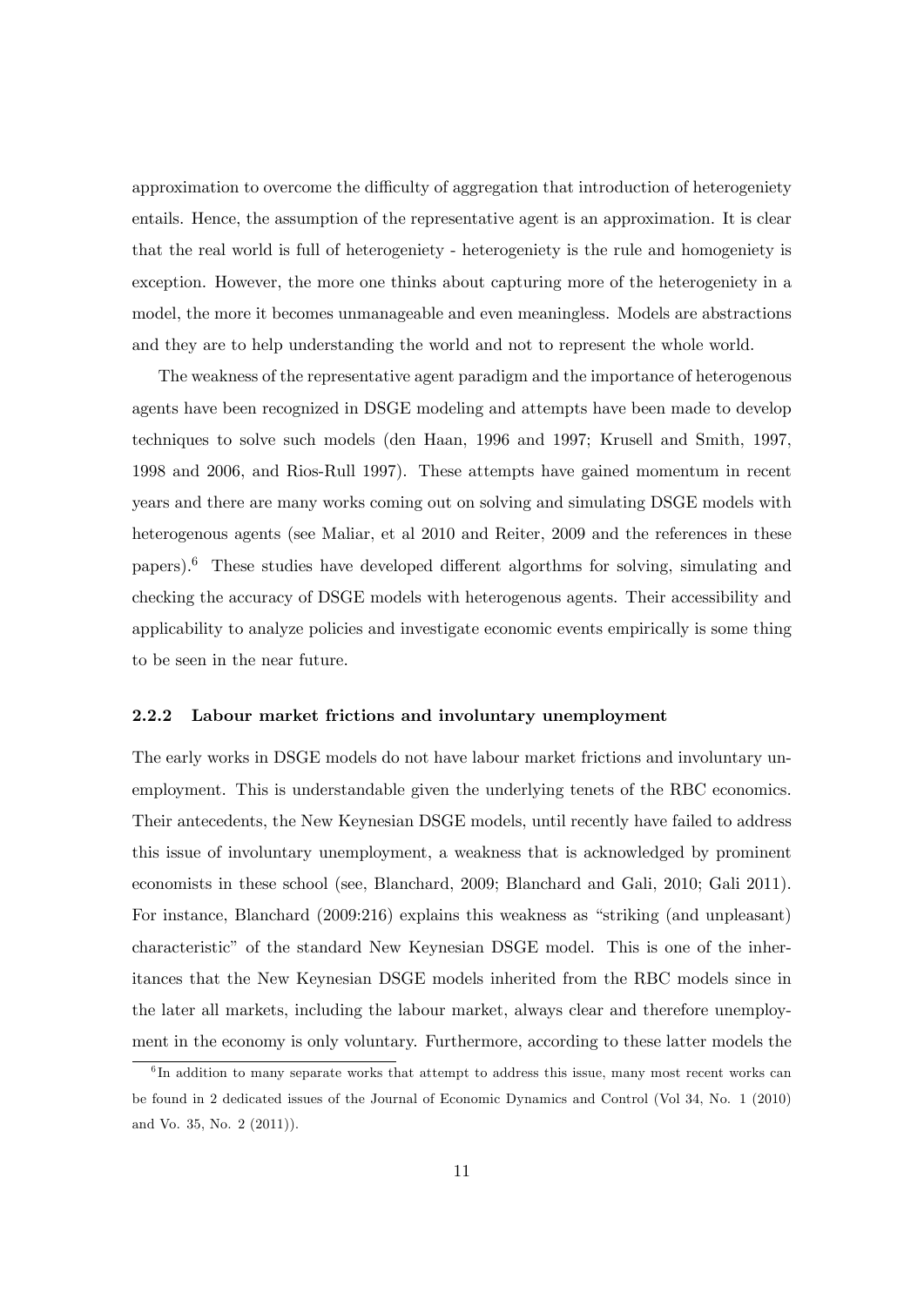approximation to overcome the difficulty of aggregation that introduction of heterogeneity entails. Hence, the assumption of the representative agent is an approximation. It is clear that the real world is full of heterogeniety - heterogeniety is the rule and homogeniety is exception. However, the more one thinks about capturing more of the heterogeniety in a model, the more it becomes unmanageable and even meaningless. Models are abstractions and they are to help understanding the world and not to represent the whole world.

The weakness of the representative agent paradigm and the importance of heterogenous agents have been recognized in DSGE modeling and attempts have been made to develop techniques to solve such models (den Haan, 1996 and 1997; Krusell and Smith, 1997, 1998 and 2006, and Rios-Rull 1997). These attempts have gained momentum in recent years and there are many works coming out on solving and simulating DSGE models with heterogenous agents (see Maliar, et al 2010 and Reiter, 2009 and the references in these papers).[6] These studies have developed different algorthms for solving, simulating and checking the accuracy of DSGE models with heterogenous agents. Their accessibility and applicability to analyze policies and investigate economic events empirically is some thing to be seen in the near future.

### 2.2.2 Labour market frictions and involuntary unemployment

The early works in DSGE models do not have labour market frictions and involuntary unemployment. This is understandable given the underlying tenets of the RBC economics. Their antecedents, the New Keynesian DSGE models, until recently have failed to address this issue of involuntary unemployment, a weakness that is acknowledged by prominent economists in these school (see, Blanchard, 2009; Blanchard and Gali, 2010; Gali 2011). For instance, Blanchard (2009:216) explains this weakness as "striking (and unpleasant) characteristic" of the standard New Keynesian DSGE model. This is one of the inheritances that the New Keynesian DSGE models inherited from the RBC models since in the later all markets, including the labour market, always clear and therefore unemployment in the economy is only voluntary. Furthermore, according to these latter models the

[6] In addition to many separate works that attempt to address this issue, many most recent works can be found in 2 dedicated issues of the Journal of Economic Dynamics and Control (Vol 34, No. 1 (2010) and Vo. 35, No. 2 (2011)).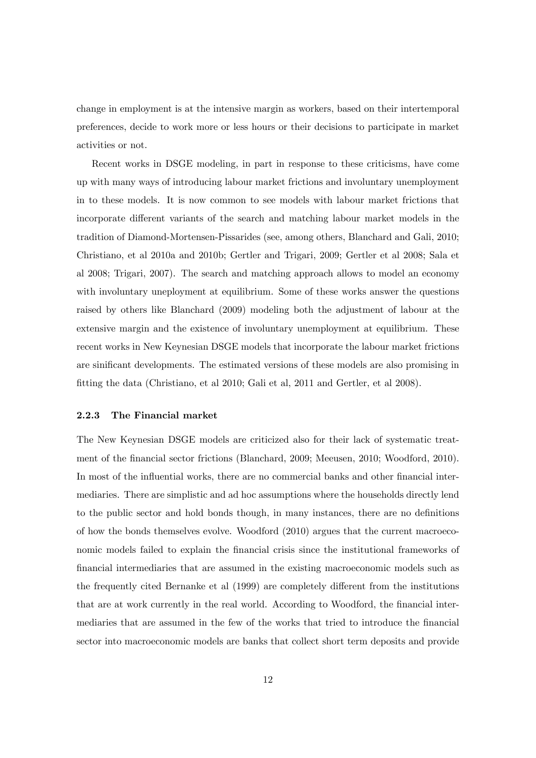change in employment is at the intensive margin as workers, based on their intertemporal preferences, decide to work more or less hours or their decisions to participate in market activities or not.

Recent works in DSGE modeling, in part in response to these criticisms, have come up with many ways of introducing labour market frictions and involuntary unemployment in to these models. It is now common to see models with labour market frictions that incorporate different variants of the search and matching labour market models in the tradition of Diamond-Mortensen-Pissarides (see, among others, Blanchard and Gali, 2010; Christiano, et al 2010a and 2010b; Gertler and Trigari, 2009; Gertler et al 2008; Sala et al 2008; Trigari, 2007). The search and matching approach allows to model an economy with involuntary uneployment at equilibrium. Some of these works answer the questions raised by others like Blanchard (2009) modeling both the adjustment of labour at the extensive margin and the existence of involuntary unemployment at equilibrium. These recent works in New Keynesian DSGE models that incorporate the labour market frictions are sinificant developments. The estimated versions of these models are also promising in fitting the data (Christiano, et al 2010; Gali et al, 2011 and Gertler, et al 2008).

### 2.2.3 The Financial market

The New Keynesian DSGE models are criticized also for their lack of systematic treatment of the financial sector frictions (Blanchard, 2009; Meeusen, 2010; Woodford, 2010). In most of the influential works, there are no commercial banks and other financial intermediaries. There are simplistic and ad hoc assumptions where the households directly lend to the public sector and hold bonds though, in many instances, there are no definitions of how the bonds themselves evolve. Woodford (2010) argues that the current macroeconomic models failed to explain the financial crisis since the institutional frameworks of financial intermediaries that are assumed in the existing macroeconomic models such as the frequently cited Bernanke et al (1999) are completely different from the institutions that are at work currently in the real world. According to Woodford, the financial intermediaries that are assumed in the few of the works that tried to introduce the financial sector into macroeconomic models are banks that collect short term deposits and provide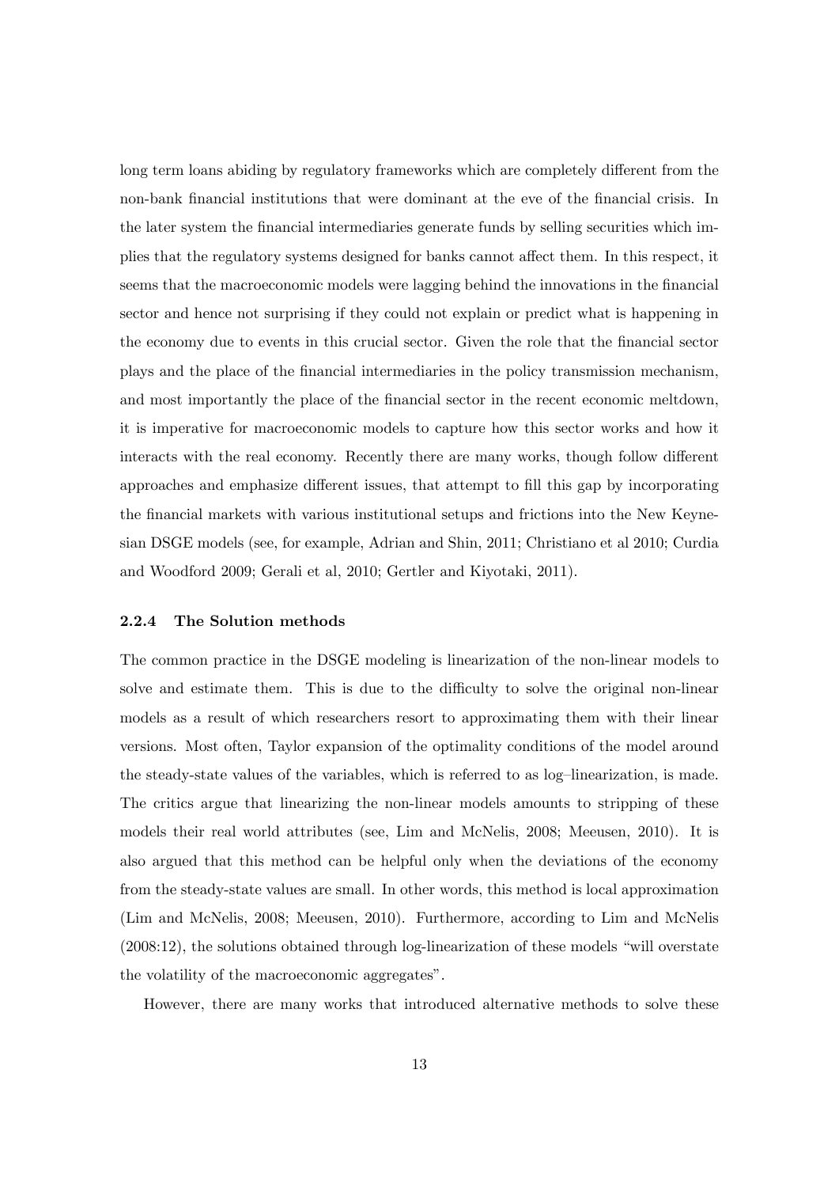long term loans abiding by regulatory frameworks which are completely different from the non-bank financial institutions that were dominant at the eve of the financial crisis. In the later system the financial intermediaries generate funds by selling securities which implies that the regulatory systems designed for banks cannot affect them. In this respect, it seems that the macroeconomic models were lagging behind the innovations in the financial sector and hence not surprising if they could not explain or predict what is happening in the economy due to events in this crucial sector. Given the role that the financial sector plays and the place of the financial intermediaries in the policy transmission mechanism, and most importantly the place of the financial sector in the recent economic meltdown, it is imperative for macroeconomic models to capture how this sector works and how it interacts with the real economy. Recently there are many works, though follow different approaches and emphasize different issues, that attempt to fill this gap by incorporating the financial markets with various institutional setups and frictions into the New Keynesian DSGE models (see, for example, Adrian and Shin, 2011; Christiano et al 2010; Curdia and Woodford 2009; Gerali et al, 2010; Gertler and Kiyotaki, 2011).

#### 2.2.4 The Solution methods

The common practice in the DSGE modeling is linearization of the non-linear models to solve and estimate them. This is due to the difficulty to solve the original non-linear models as a result of which researchers resort to approximating them with their linear versions. Most often, Taylor expansion of the optimality conditions of the model around the steady-state values of the variables, which is referred to as log–linearization, is made. The critics argue that linearizing the non-linear models amounts to stripping of these models their real world attributes (see, Lim and McNelis, 2008; Meeusen, 2010). It is also argued that this method can be helpful only when the deviations of the economy from the steady-state values are small. In other words, this method is local approximation (Lim and McNelis, 2008; Meeusen, 2010). Furthermore, according to Lim and McNelis (2008:12), the solutions obtained through log-linearization of these models "will overstate the volatility of the macroeconomic aggregates".

However, there are many works that introduced alternative methods to solve these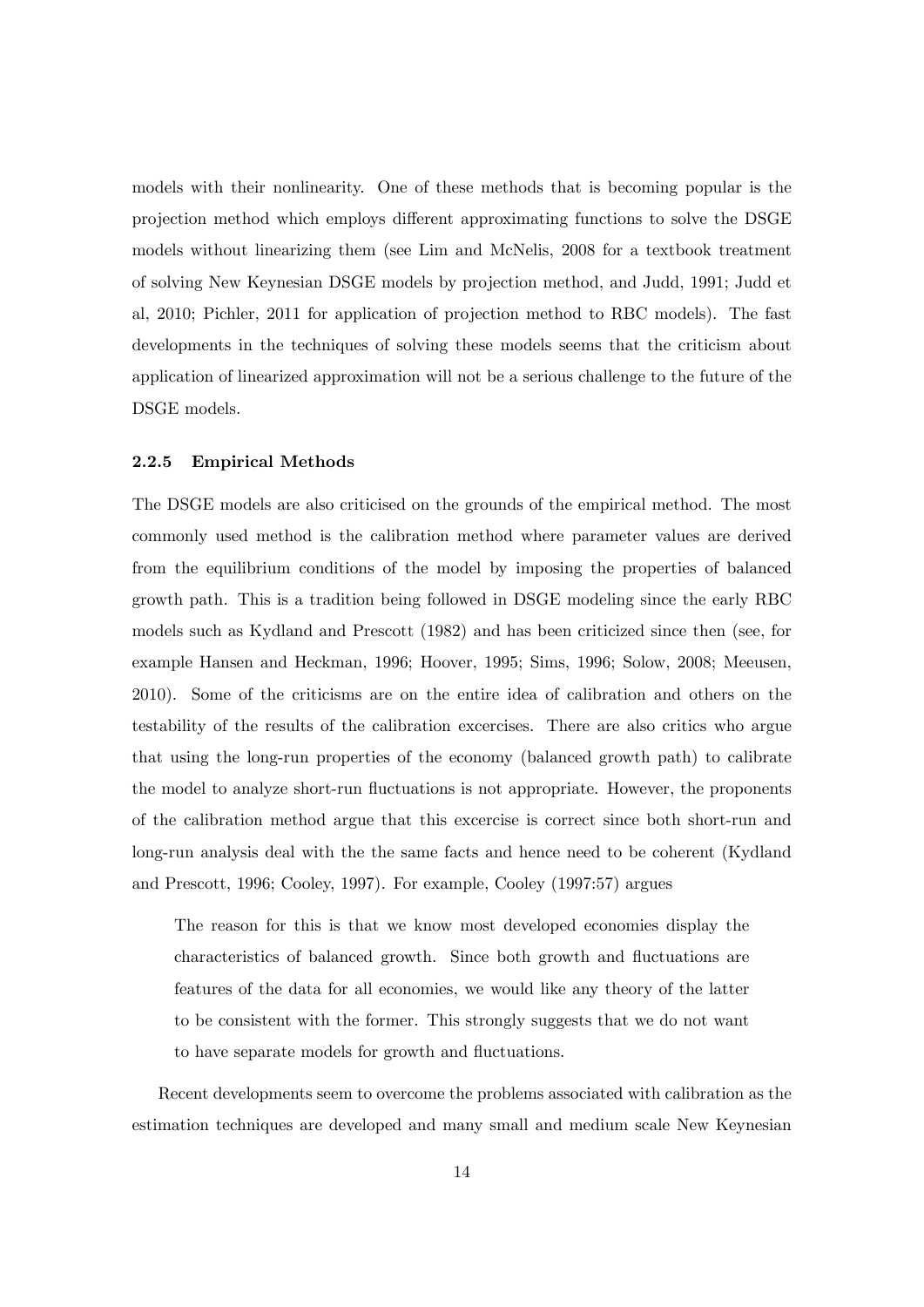models with their nonlinearity. One of these methods that is becoming popular is the projection method which employs different approximating functions to solve the DSGE models without linearizing them (see Lim and McNelis, 2008 for a textbook treatment of solving New Keynesian DSGE models by projection method, and Judd, 1991; Judd et al, 2010; Pichler, 2011 for application of projection method to RBC models). The fast developments in the techniques of solving these models seems that the criticism about application of linearized approximation will not be a serious challenge to the future of the DSGE models.

### 2.2.5 Empirical Methods

The DSGE models are also criticised on the grounds of the empirical method. The most commonly used method is the calibration method where parameter values are derived from the equilibrium conditions of the model by imposing the properties of balanced growth path. This is a tradition being followed in DSGE modeling since the early RBC models such as Kydland and Prescott (1982) and has been criticized since then (see, for example Hansen and Heckman, 1996; Hoover, 1995; Sims, 1996; Solow, 2008; Meeusen, 2010). Some of the criticisms are on the entire idea of calibration and others on the testability of the results of the calibration excercises. There are also critics who argue that using the long-run properties of the economy (balanced growth path) to calibrate the model to analyze short-run fluctuations is not appropriate. However, the proponents of the calibration method argue that this excercise is correct since both short-run and long-run analysis deal with the the same facts and hence need to be coherent (Kydland and Prescott, 1996; Cooley, 1997). For example, Cooley (1997:57) argues

> The reason for this is that we know most developed economies display the characteristics of balanced growth. Since both growth and fluctuations are features of the data for all economies, we would like any theory of the latter to be consistent with the former. This strongly suggests that we do not want to have separate models for growth and fluctuations.

Recent developments seem to overcome the problems associated with calibration as the estimation techniques are developed and many small and medium scale New Keynesian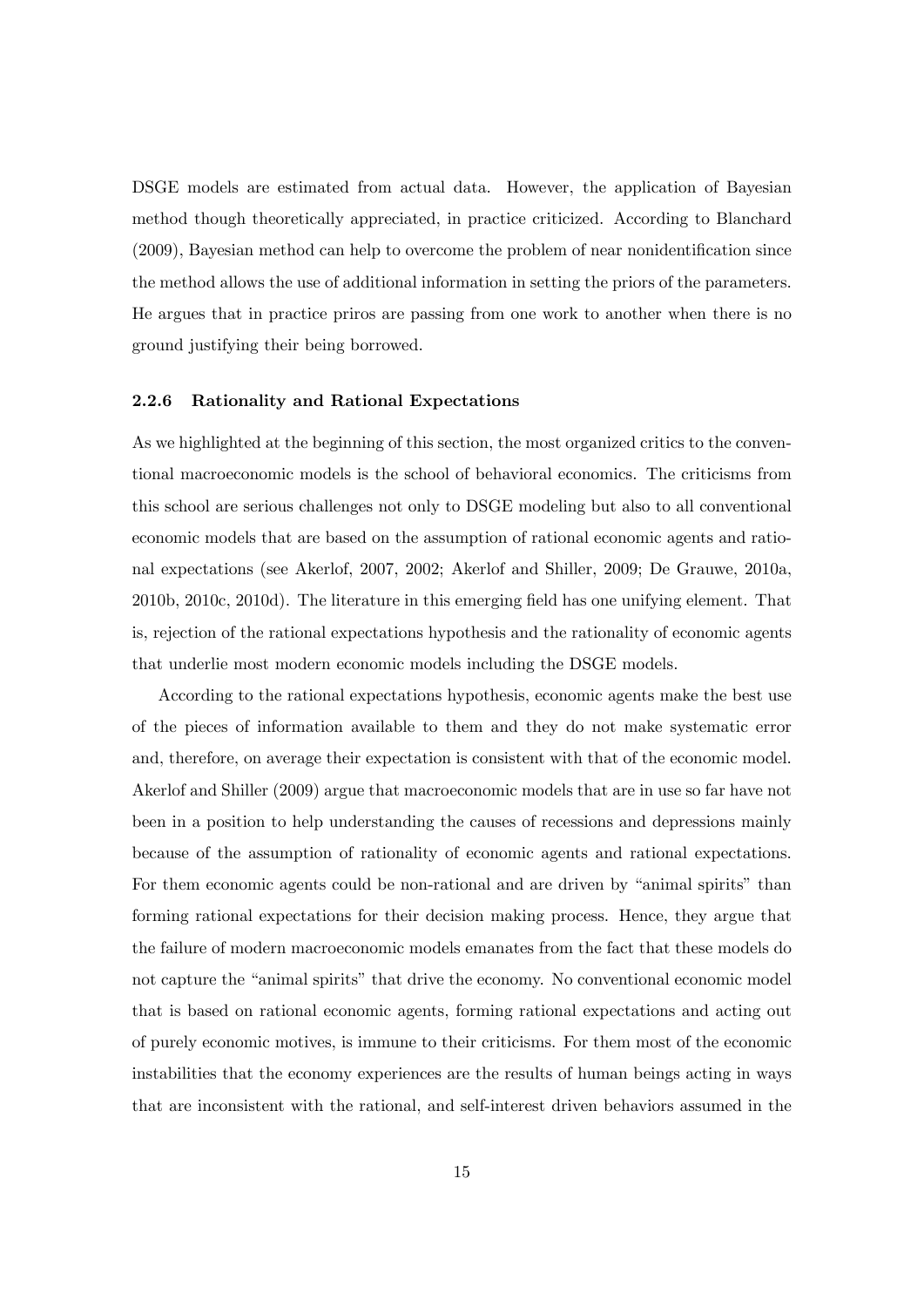DSGE models are estimated from actual data. However, the application of Bayesian method though theoretically appreciated, in practice criticized. According to Blanchard (2009), Bayesian method can help to overcome the problem of near nonidentification since the method allows the use of additional information in setting the priors of the parameters. He argues that in practice priros are passing from one work to another when there is no ground justifying their being borrowed.

### 2.2.6 Rationality and Rational Expectations

As we highlighted at the beginning of this section, the most organized critics to the conventional macroeconomic models is the school of behavioral economics. The criticisms from this school are serious challenges not only to DSGE modeling but also to all conventional economic models that are based on the assumption of rational economic agents and rational expectations (see Akerlof, 2007, 2002; Akerlof and Shiller, 2009; De Grauwe, 2010a, 2010b, 2010c, 2010d). The literature in this emerging field has one unifying element. That is, rejection of the rational expectations hypothesis and the rationality of economic agents that underlie most modern economic models including the DSGE models.

According to the rational expectations hypothesis, economic agents make the best use of the pieces of information available to them and they do not make systematic error and, therefore, on average their expectation is consistent with that of the economic model. Akerlof and Shiller (2009) argue that macroeconomic models that are in use so far have not been in a position to help understanding the causes of recessions and depressions mainly because of the assumption of rationality of economic agents and rational expectations. For them economic agents could be non-rational and are driven by "animal spirits" than forming rational expectations for their decision making process. Hence, they argue that the failure of modern macroeconomic models emanates from the fact that these models do not capture the "animal spirits" that drive the economy. No conventional economic model that is based on rational economic agents, forming rational expectations and acting out of purely economic motives, is immune to their criticisms. For them most of the economic instabilities that the economy experiences are the results of human beings acting in ways that are inconsistent with the rational, and self-interest driven behaviors assumed in the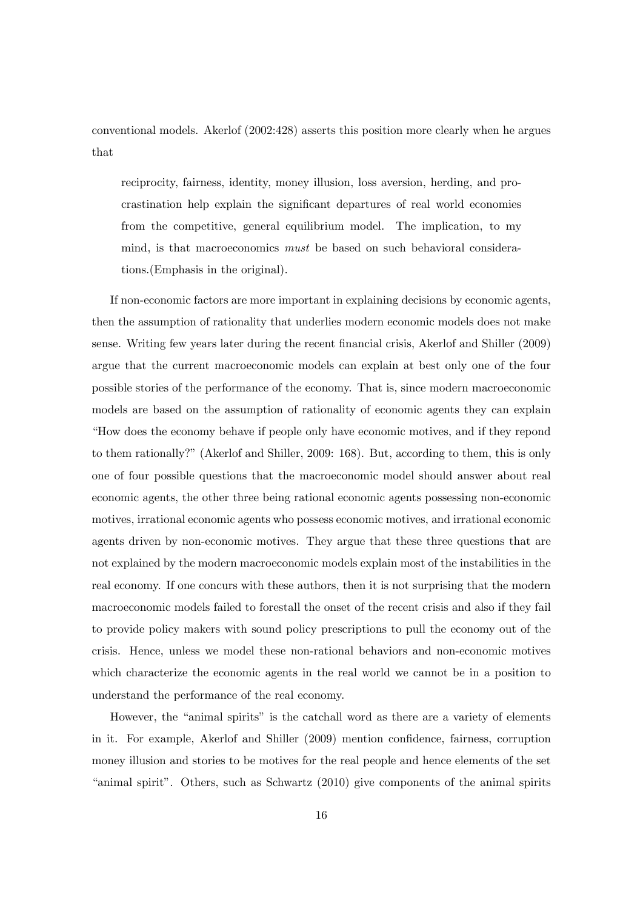conventional models. Akerlof (2002:428) asserts this position more clearly when he argues that

> reciprocity, fairness, identity, money illusion, loss aversion, herding, and procrastination help explain the significant departures of real world economies from the competitive, general equilibrium model. The implication, to my mind, is that macroeconomics *must* be based on such behavioral considerations.(Emphasis in the original).

If non-economic factors are more important in explaining decisions by economic agents, then the assumption of rationality that underlies modern economic models does not make sense. Writing few years later during the recent financial crisis, Akerlof and Shiller (2009) argue that the current macroeconomic models can explain at best only one of the four possible stories of the performance of the economy. That is, since modern macroeconomic models are based on the assumption of rationality of economic agents they can explain "How does the economy behave if people only have economic motives, and if they repond to them rationally?" (Akerlof and Shiller, 2009: 168). But, according to them, this is only one of four possible questions that the macroeconomic model should answer about real economic agents, the other three being rational economic agents possessing non-economic motives, irrational economic agents who possess economic motives, and irrational economic agents driven by non-economic motives. They argue that these three questions that are not explained by the modern macroeconomic models explain most of the instabilities in the real economy. If one concurs with these authors, then it is not surprising that the modern macroeconomic models failed to forestall the onset of the recent crisis and also if they fail to provide policy makers with sound policy prescriptions to pull the economy out of the crisis. Hence, unless we model these non-rational behaviors and non-economic motives which characterize the economic agents in the real world we cannot be in a position to understand the performance of the real economy.

However, the "animal spirits" is the catchall word as there are a variety of elements in it. For example, Akerlof and Shiller (2009) mention confidence, fairness, corruption money illusion and stories to be motives for the real people and hence elements of the set "animal spirit". Others, such as Schwartz (2010) give components of the animal spirits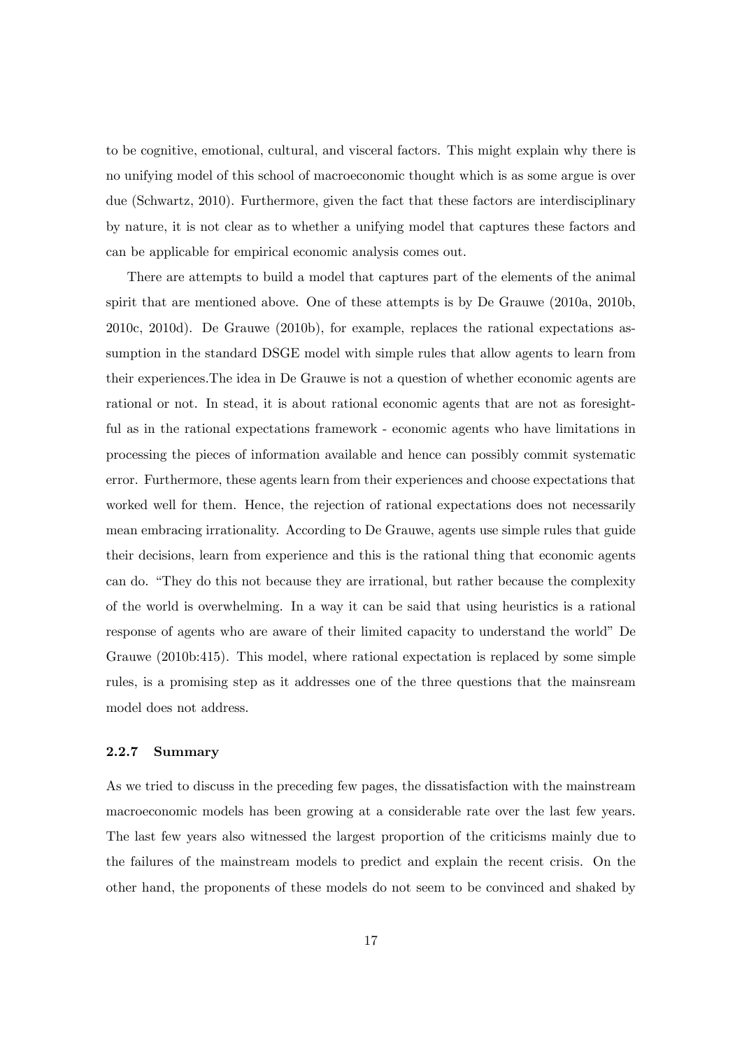to be cognitive, emotional, cultural, and visceral factors. This might explain why there is no unifying model of this school of macroeconomic thought which is as some argue is over due (Schwartz, 2010). Furthermore, given the fact that these factors are interdisciplinary by nature, it is not clear as to whether a unifying model that captures these factors and can be applicable for empirical economic analysis comes out.

There are attempts to build a model that captures part of the elements of the animal spirit that are mentioned above. One of these attempts is by De Grauwe (2010a, 2010b, 2010c, 2010d). De Grauwe (2010b), for example, replaces the rational expectations assumption in the standard DSGE model with simple rules that allow agents to learn from their experiences.The idea in De Grauwe is not a question of whether economic agents are rational or not. In stead, it is about rational economic agents that are not as foresightful as in the rational expectations framework - economic agents who have limitations in processing the pieces of information available and hence can possibly commit systematic error. Furthermore, these agents learn from their experiences and choose expectations that worked well for them. Hence, the rejection of rational expectations does not necessarily mean embracing irrationality. According to De Grauwe, agents use simple rules that guide their decisions, learn from experience and this is the rational thing that economic agents can do. "They do this not because they are irrational, but rather because the complexity of the world is overwhelming. In a way it can be said that using heuristics is a rational response of agents who are aware of their limited capacity to understand the world" De Grauwe (2010b:415). This model, where rational expectation is replaced by some simple rules, is a promising step as it addresses one of the three questions that the mainsream model does not address.

#### 2.2.7 Summary

As we tried to discuss in the preceding few pages, the dissatisfaction with the mainstream macroeconomic models has been growing at a considerable rate over the last few years. The last few years also witnessed the largest proportion of the criticisms mainly due to the failures of the mainstream models to predict and explain the recent crisis. On the other hand, the proponents of these models do not seem to be convinced and shaked by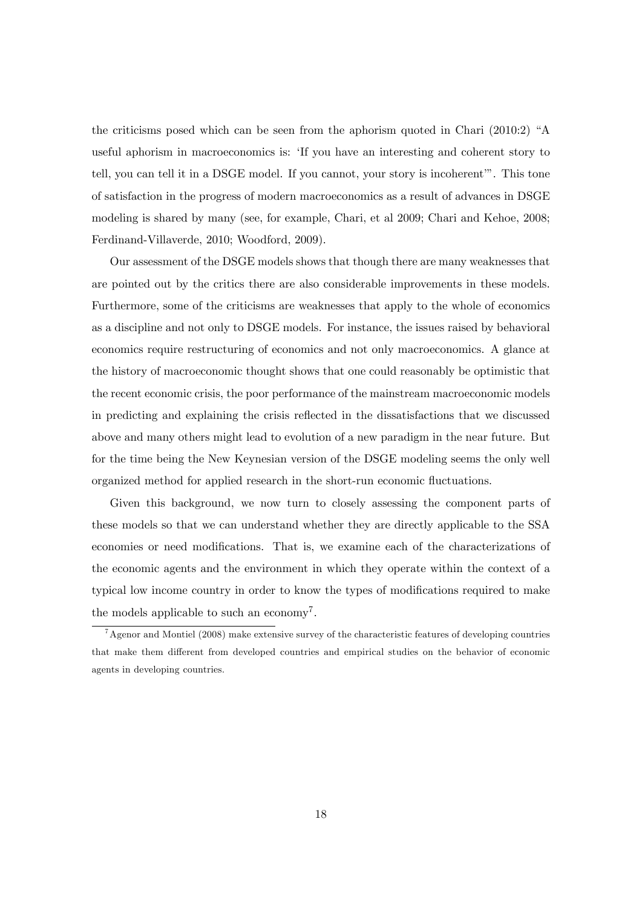the criticisms posed which can be seen from the aphorism quoted in Chari (2010:2) "A useful aphorism in macroeconomics is: 'If you have an interesting and coherent story to tell, you can tell it in a DSGE model. If you cannot, your story is incoherent'". This tone of satisfaction in the progress of modern macroeconomics as a result of advances in DSGE modeling is shared by many (see, for example, Chari, et al 2009; Chari and Kehoe, 2008; Ferdinand-Villaverde, 2010; Woodford, 2009).

Our assessment of the DSGE models shows that though there are many weaknesses that are pointed out by the critics there are also considerable improvements in these models. Furthermore, some of the criticisms are weaknesses that apply to the whole of economics as a discipline and not only to DSGE models. For instance, the issues raised by behavioral economics require restructuring of economics and not only macroeconomics. A glance at the history of macroeconomic thought shows that one could reasonably be optimistic that the recent economic crisis, the poor performance of the mainstream macroeconomic models in predicting and explaining the crisis reflected in the dissatisfactions that we discussed above and many others might lead to evolution of a new paradigm in the near future. But for the time being the New Keynesian version of the DSGE modeling seems the only well organized method for applied research in the short-run economic fluctuations.

Given this background, we now turn to closely assessing the component parts of these models so that we can understand whether they are directly applicable to the SSA economies or need modifications. That is, we examine each of the characterizations of the economic agents and the environment in which they operate within the context of a typical low income country in order to know the types of modifications required to make the models applicable to such an economy[7].

[7] Agenor and Montiel (2008) make extensive survey of the characteristic features of developing countries that make them different from developed countries and empirical studies on the behavior of economic agents in developing countries.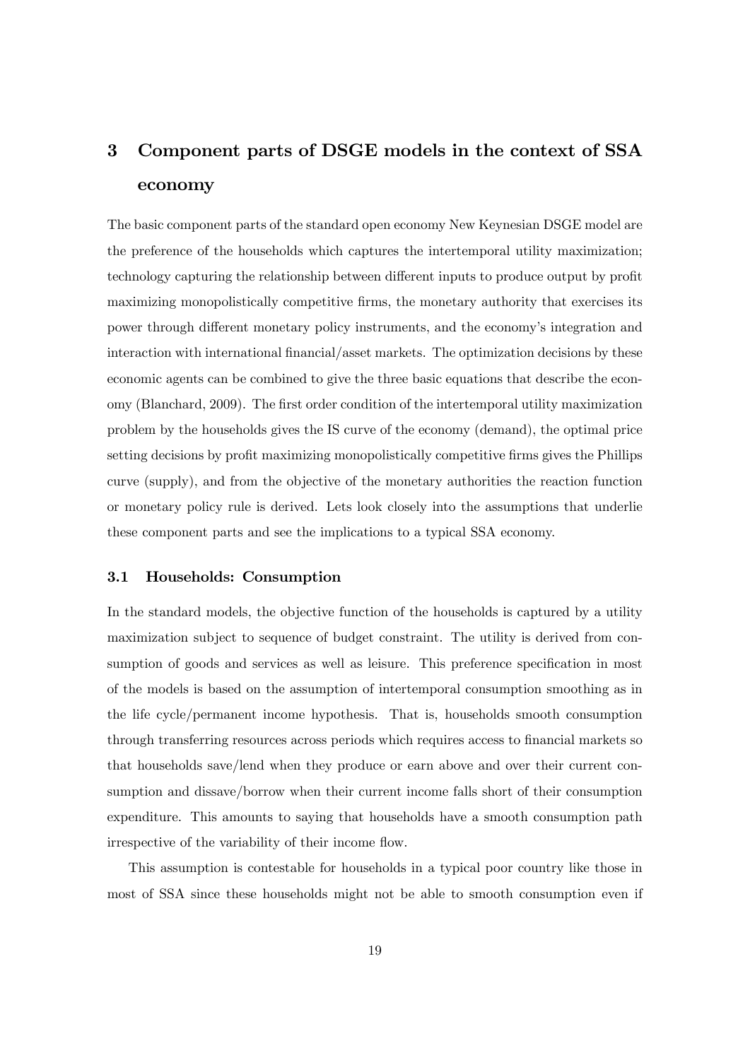## 3 Component parts of DSGE models in the context of SSA economy

The basic component parts of the standard open economy New Keynesian DSGE model are the preference of the households which captures the intertemporal utility maximization; technology capturing the relationship between different inputs to produce output by profit maximizing monopolistically competitive firms, the monetary authority that exercises its power through different monetary policy instruments, and the economy's integration and interaction with international financial/asset markets. The optimization decisions by these economic agents can be combined to give the three basic equations that describe the economy (Blanchard, 2009). The first order condition of the intertemporal utility maximization problem by the households gives the IS curve of the economy (demand), the optimal price setting decisions by profit maximizing monopolistically competitive firms gives the Phillips curve (supply), and from the objective of the monetary authorities the reaction function or monetary policy rule is derived. Lets look closely into the assumptions that underlie these component parts and see the implications to a typical SSA economy.

### 3.1 Households: Consumption

In the standard models, the objective function of the households is captured by a utility maximization subject to sequence of budget constraint. The utility is derived from consumption of goods and services as well as leisure. This preference specification in most of the models is based on the assumption of intertemporal consumption smoothing as in the life cycle/permanent income hypothesis. That is, households smooth consumption through transferring resources across periods which requires access to financial markets so that households save/lend when they produce or earn above and over their current consumption and dissave/borrow when their current income falls short of their consumption expenditure. This amounts to saying that households have a smooth consumption path irrespective of the variability of their income flow.

This assumption is contestable for households in a typical poor country like those in most of SSA since these households might not be able to smooth consumption even if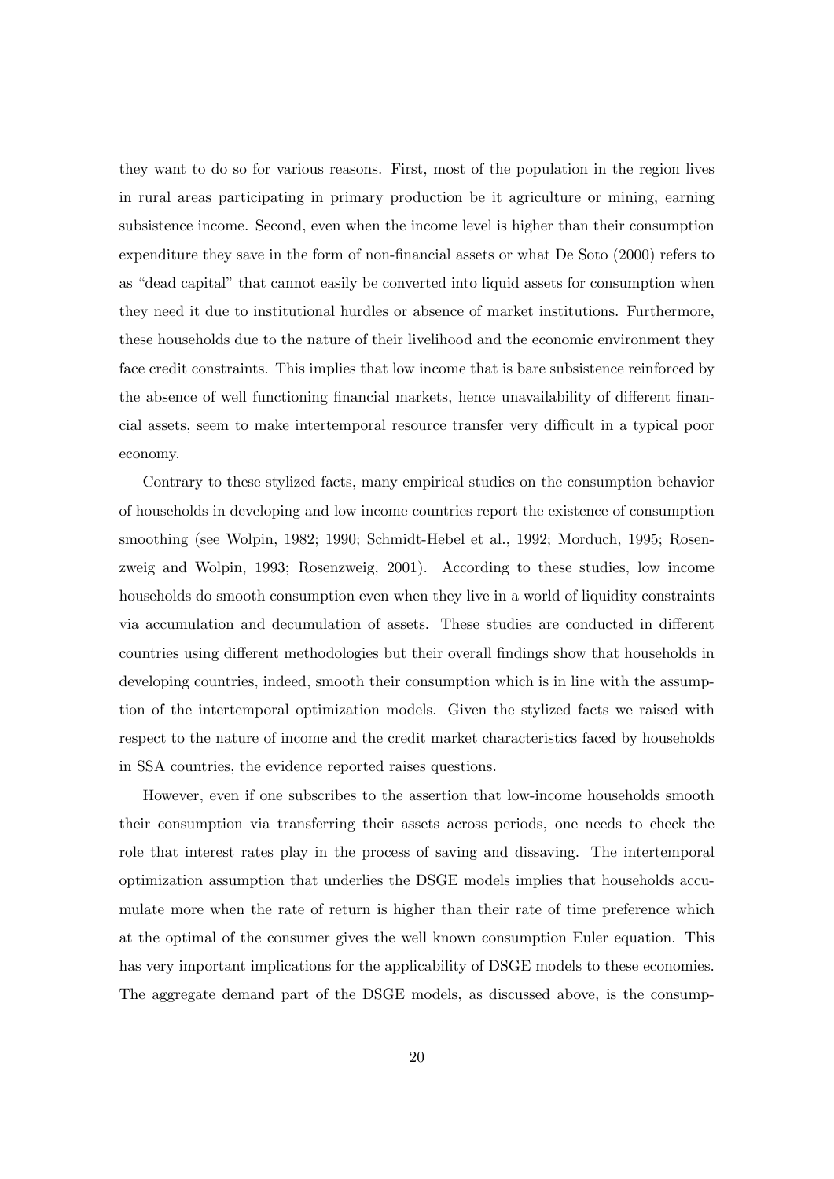they want to do so for various reasons. First, most of the population in the region lives in rural areas participating in primary production be it agriculture or mining, earning subsistence income. Second, even when the income level is higher than their consumption expenditure they save in the form of non-financial assets or what De Soto (2000) refers to as "dead capital" that cannot easily be converted into liquid assets for consumption when they need it due to institutional hurdles or absence of market institutions. Furthermore, these households due to the nature of their livelihood and the economic environment they face credit constraints. This implies that low income that is bare subsistence reinforced by the absence of well functioning financial markets, hence unavailability of different financial assets, seem to make intertemporal resource transfer very difficult in a typical poor economy.

Contrary to these stylized facts, many empirical studies on the consumption behavior of households in developing and low income countries report the existence of consumption smoothing (see Wolpin, 1982; 1990; Schmidt-Hebel et al., 1992; Morduch, 1995; Rosenzweig and Wolpin, 1993; Rosenzweig, 2001). According to these studies, low income households do smooth consumption even when they live in a world of liquidity constraints via accumulation and decumulation of assets. These studies are conducted in different countries using different methodologies but their overall findings show that households in developing countries, indeed, smooth their consumption which is in line with the assumption of the intertemporal optimization models. Given the stylized facts we raised with respect to the nature of income and the credit market characteristics faced by households in SSA countries, the evidence reported raises questions.

However, even if one subscribes to the assertion that low-income households smooth their consumption via transferring their assets across periods, one needs to check the role that interest rates play in the process of saving and dissaving. The intertemporal optimization assumption that underlies the DSGE models implies that households accumulate more when the rate of return is higher than their rate of time preference which at the optimal of the consumer gives the well known consumption Euler equation. This has very important implications for the applicability of DSGE models to these economies. The aggregate demand part of the DSGE models, as discussed above, is the consump-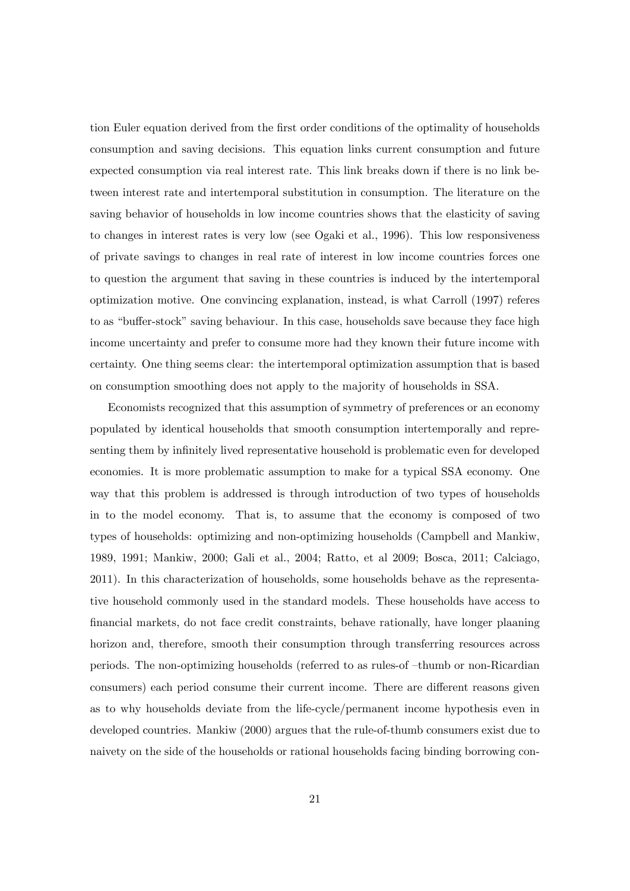tion Euler equation derived from the first order conditions of the optimality of households consumption and saving decisions. This equation links current consumption and future expected consumption via real interest rate. This link breaks down if there is no link between interest rate and intertemporal substitution in consumption. The literature on the saving behavior of households in low income countries shows that the elasticity of saving to changes in interest rates is very low (see Ogaki et al., 1996). This low responsiveness of private savings to changes in real rate of interest in low income countries forces one to question the argument that saving in these countries is induced by the intertemporal optimization motive. One convincing explanation, instead, is what Carroll (1997) referes to as "buffer-stock" saving behaviour. In this case, households save because they face high income uncertainty and prefer to consume more had they known their future income with certainty. One thing seems clear: the intertemporal optimization assumption that is based on consumption smoothing does not apply to the majority of households in SSA.

Economists recognized that this assumption of symmetry of preferences or an economy populated by identical households that smooth consumption intertemporally and representing them by infinitely lived representative household is problematic even for developed economies. It is more problematic assumption to make for a typical SSA economy. One way that this problem is addressed is through introduction of two types of households in to the model economy. That is, to assume that the economy is composed of two types of households: optimizing and non-optimizing households (Campbell and Mankiw, 1989, 1991; Mankiw, 2000; Gali et al., 2004; Ratto, et al 2009; Bosca, 2011; Calciago, 2011). In this characterization of households, some households behave as the representative household commonly used in the standard models. These households have access to financial markets, do not face credit constraints, behave rationally, have longer plaaning horizon and, therefore, smooth their consumption through transferring resources across periods. The non-optimizing households (referred to as rules-of –thumb or non-Ricardian consumers) each period consume their current income. There are different reasons given as to why households deviate from the life-cycle/permanent income hypothesis even in developed countries. Mankiw (2000) argues that the rule-of-thumb consumers exist due to naivety on the side of the households or rational households facing binding borrowing con-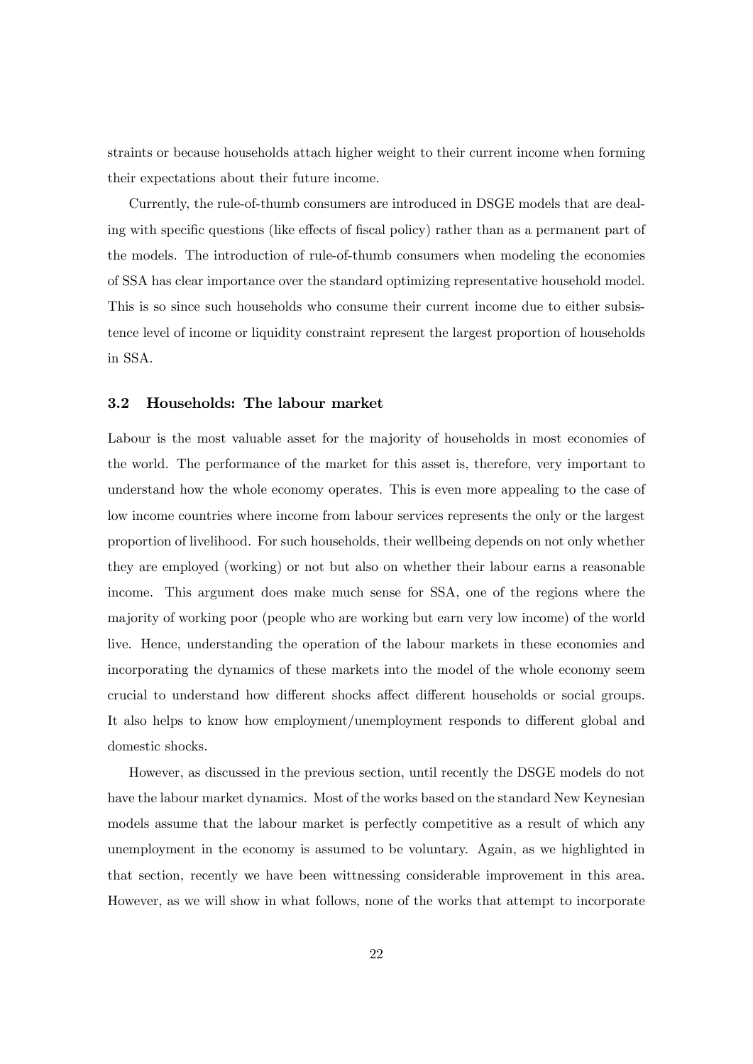straints or because households attach higher weight to their current income when forming their expectations about their future income.

Currently, the rule-of-thumb consumers are introduced in DSGE models that are dealing with specific questions (like effects of fiscal policy) rather than as a permanent part of the models. The introduction of rule-of-thumb consumers when modeling the economies of SSA has clear importance over the standard optimizing representative household model. This is so since such households who consume their current income due to either subsistence level of income or liquidity constraint represent the largest proportion of households in SSA.

### 3.2 Households: The labour market

Labour is the most valuable asset for the majority of households in most economies of the world. The performance of the market for this asset is, therefore, very important to understand how the whole economy operates. This is even more appealing to the case of low income countries where income from labour services represents the only or the largest proportion of livelihood. For such households, their wellbeing depends on not only whether they are employed (working) or not but also on whether their labour earns a reasonable income. This argument does make much sense for SSA, one of the regions where the majority of working poor (people who are working but earn very low income) of the world live. Hence, understanding the operation of the labour markets in these economies and incorporating the dynamics of these markets into the model of the whole economy seem crucial to understand how different shocks affect different households or social groups. It also helps to know how employment/unemployment responds to different global and domestic shocks.

However, as discussed in the previous section, until recently the DSGE models do not have the labour market dynamics. Most of the works based on the standard New Keynesian models assume that the labour market is perfectly competitive as a result of which any unemployment in the economy is assumed to be voluntary. Again, as we highlighted in that section, recently we have been wittnessing considerable improvement in this area. However, as we will show in what follows, none of the works that attempt to incorporate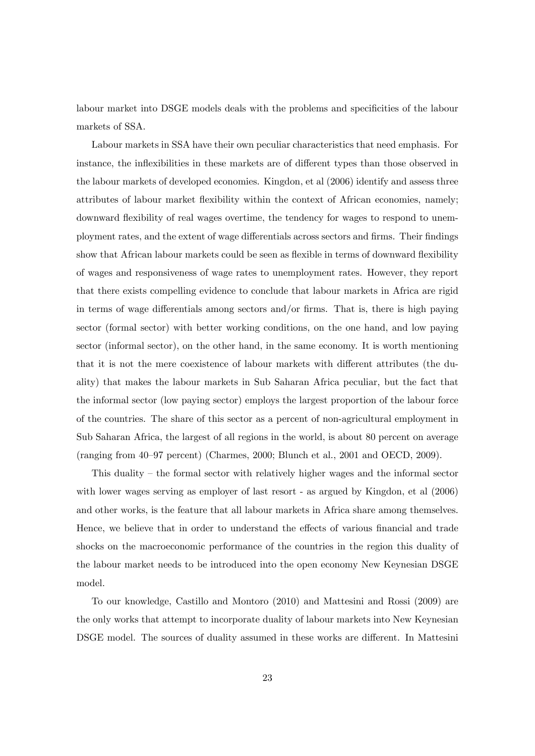labour market into DSGE models deals with the problems and specificities of the labour markets of SSA.

Labour markets in SSA have their own peculiar characteristics that need emphasis. For instance, the inflexibilities in these markets are of different types than those observed in the labour markets of developed economies. Kingdon, et al (2006) identify and assess three attributes of labour market flexibility within the context of African economies, namely; downward flexibility of real wages overtime, the tendency for wages to respond to unemployment rates, and the extent of wage differentials across sectors and firms. Their findings show that African labour markets could be seen as flexible in terms of downward flexibility of wages and responsiveness of wage rates to unemployment rates. However, they report that there exists compelling evidence to conclude that labour markets in Africa are rigid in terms of wage differentials among sectors and/or firms. That is, there is high paying sector (formal sector) with better working conditions, on the one hand, and low paying sector (informal sector), on the other hand, in the same economy. It is worth mentioning that it is not the mere coexistence of labour markets with different attributes (the duality) that makes the labour markets in Sub Saharan Africa peculiar, but the fact that the informal sector (low paying sector) employs the largest proportion of the labour force of the countries. The share of this sector as a percent of non-agricultural employment in Sub Saharan Africa, the largest of all regions in the world, is about 80 percent on average (ranging from 40–97 percent) (Charmes, 2000; Blunch et al., 2001 and OECD, 2009).

This duality – the formal sector with relatively higher wages and the informal sector with lower wages serving as employer of last resort - as argued by Kingdon, et al (2006) and other works, is the feature that all labour markets in Africa share among themselves. Hence, we believe that in order to understand the effects of various financial and trade shocks on the macroeconomic performance of the countries in the region this duality of the labour market needs to be introduced into the open economy New Keynesian DSGE model.

To our knowledge, Castillo and Montoro (2010) and Mattesini and Rossi (2009) are the only works that attempt to incorporate duality of labour markets into New Keynesian DSGE model. The sources of duality assumed in these works are different. In Mattesini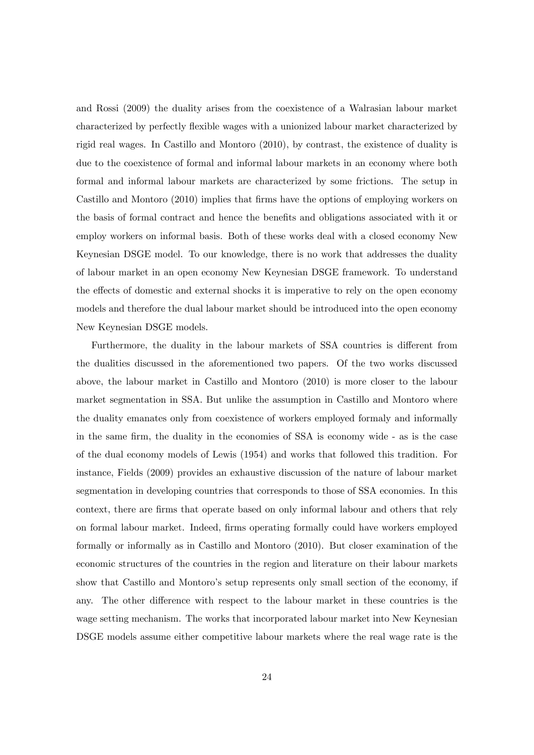and Rossi (2009) the duality arises from the coexistence of a Walrasian labour market characterized by perfectly flexible wages with a unionized labour market characterized by rigid real wages. In Castillo and Montoro (2010), by contrast, the existence of duality is due to the coexistence of formal and informal labour markets in an economy where both formal and informal labour markets are characterized by some frictions. The setup in Castillo and Montoro (2010) implies that firms have the options of employing workers on the basis of formal contract and hence the benefits and obligations associated with it or employ workers on informal basis. Both of these works deal with a closed economy New Keynesian DSGE model. To our knowledge, there is no work that addresses the duality of labour market in an open economy New Keynesian DSGE framework. To understand the effects of domestic and external shocks it is imperative to rely on the open economy models and therefore the dual labour market should be introduced into the open economy New Keynesian DSGE models.

Furthermore, the duality in the labour markets of SSA countries is different from the dualities discussed in the aforementioned two papers. Of the two works discussed above, the labour market in Castillo and Montoro (2010) is more closer to the labour market segmentation in SSA. But unlike the assumption in Castillo and Montoro where the duality emanates only from coexistence of workers employed formaly and informally in the same firm, the duality in the economies of SSA is economy wide - as is the case of the dual economy models of Lewis (1954) and works that followed this tradition. For instance, Fields (2009) provides an exhaustive discussion of the nature of labour market segmentation in developing countries that corresponds to those of SSA economies. In this context, there are firms that operate based on only informal labour and others that rely on formal labour market. Indeed, firms operating formally could have workers employed formally or informally as in Castillo and Montoro (2010). But closer examination of the economic structures of the countries in the region and literature on their labour markets show that Castillo and Montoro's setup represents only small section of the economy, if any. The other difference with respect to the labour market in these countries is the wage setting mechanism. The works that incorporated labour market into New Keynesian DSGE models assume either competitive labour markets where the real wage rate is the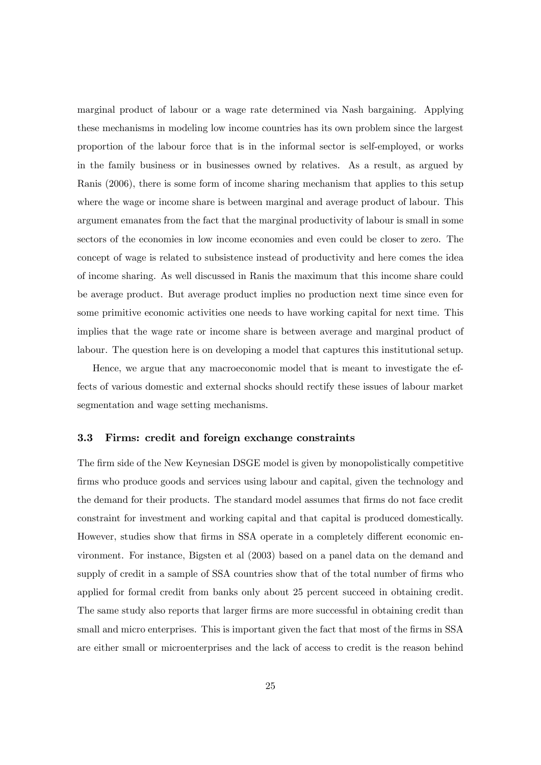marginal product of labour or a wage rate determined via Nash bargaining. Applying these mechanisms in modeling low income countries has its own problem since the largest proportion of the labour force that is in the informal sector is self-employed, or works in the family business or in businesses owned by relatives. As a result, as argued by Ranis (2006), there is some form of income sharing mechanism that applies to this setup where the wage or income share is between marginal and average product of labour. This argument emanates from the fact that the marginal productivity of labour is small in some sectors of the economies in low income economies and even could be closer to zero. The concept of wage is related to subsistence instead of productivity and here comes the idea of income sharing. As well discussed in Ranis the maximum that this income share could be average product. But average product implies no production next time since even for some primitive economic activities one needs to have working capital for next time. This implies that the wage rate or income share is between average and marginal product of labour. The question here is on developing a model that captures this institutional setup.

Hence, we argue that any macroeconomic model that is meant to investigate the effects of various domestic and external shocks should rectify these issues of labour market segmentation and wage setting mechanisms.

### 3.3 Firms: credit and foreign exchange constraints

The firm side of the New Keynesian DSGE model is given by monopolistically competitive firms who produce goods and services using labour and capital, given the technology and the demand for their products. The standard model assumes that firms do not face credit constraint for investment and working capital and that capital is produced domestically. However, studies show that firms in SSA operate in a completely different economic environment. For instance, Bigsten et al (2003) based on a panel data on the demand and supply of credit in a sample of SSA countries show that of the total number of firms who applied for formal credit from banks only about 25 percent succeed in obtaining credit. The same study also reports that larger firms are more successful in obtaining credit than small and micro enterprises. This is important given the fact that most of the firms in SSA are either small or microenterprises and the lack of access to credit is the reason behind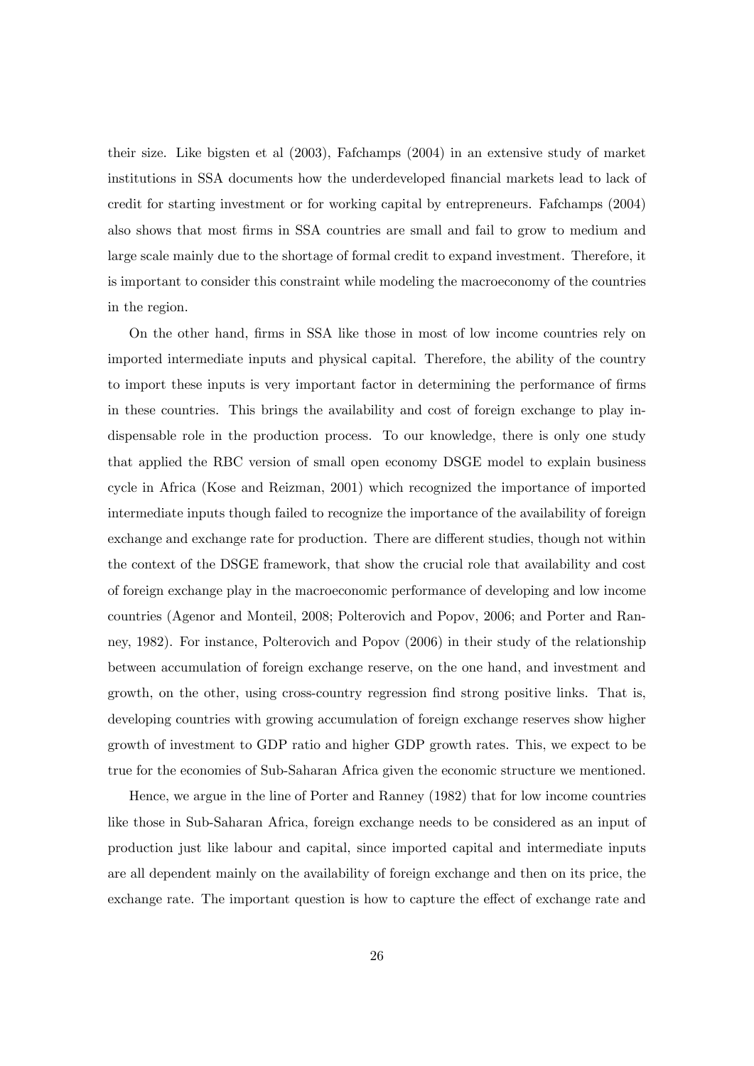their size. Like bigsten et al (2003), Fafchamps (2004) in an extensive study of market institutions in SSA documents how the underdeveloped financial markets lead to lack of credit for starting investment or for working capital by entrepreneurs. Fafchamps (2004) also shows that most firms in SSA countries are small and fail to grow to medium and large scale mainly due to the shortage of formal credit to expand investment. Therefore, it is important to consider this constraint while modeling the macroeconomy of the countries in the region.

On the other hand, firms in SSA like those in most of low income countries rely on imported intermediate inputs and physical capital. Therefore, the ability of the country to import these inputs is very important factor in determining the performance of firms in these countries. This brings the availability and cost of foreign exchange to play indispensable role in the production process. To our knowledge, there is only one study that applied the RBC version of small open economy DSGE model to explain business cycle in Africa (Kose and Reizman, 2001) which recognized the importance of imported intermediate inputs though failed to recognize the importance of the availability of foreign exchange and exchange rate for production. There are different studies, though not within the context of the DSGE framework, that show the crucial role that availability and cost of foreign exchange play in the macroeconomic performance of developing and low income countries (Agenor and Monteil, 2008; Polterovich and Popov, 2006; and Porter and Ranney, 1982). For instance, Polterovich and Popov (2006) in their study of the relationship between accumulation of foreign exchange reserve, on the one hand, and investment and growth, on the other, using cross-country regression find strong positive links. That is, developing countries with growing accumulation of foreign exchange reserves show higher growth of investment to GDP ratio and higher GDP growth rates. This, we expect to be true for the economies of Sub-Saharan Africa given the economic structure we mentioned.

Hence, we argue in the line of Porter and Ranney (1982) that for low income countries like those in Sub-Saharan Africa, foreign exchange needs to be considered as an input of production just like labour and capital, since imported capital and intermediate inputs are all dependent mainly on the availability of foreign exchange and then on its price, the exchange rate. The important question is how to capture the effect of exchange rate and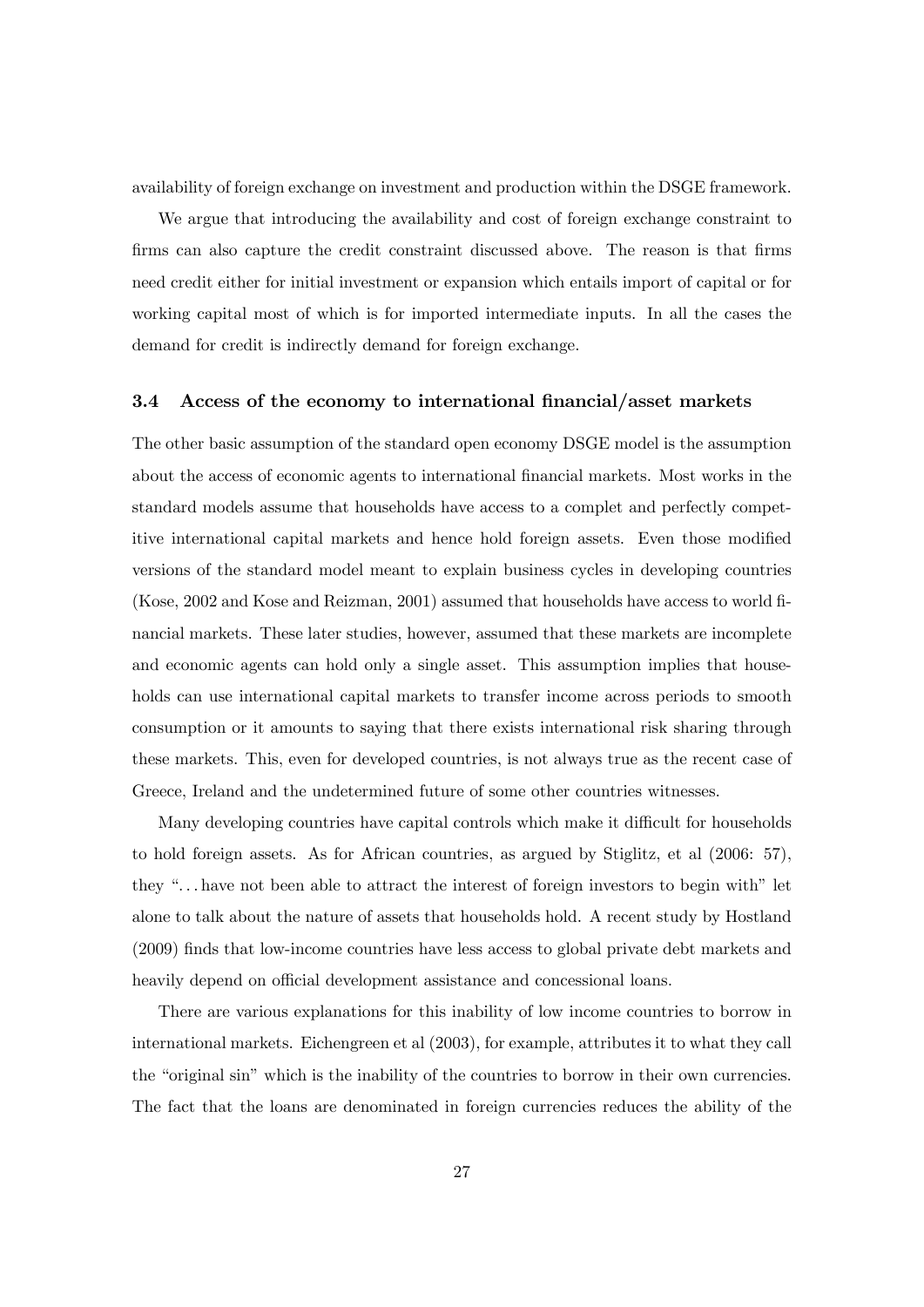availability of foreign exchange on investment and production within the DSGE framework.

We argue that introducing the availability and cost of foreign exchange constraint to firms can also capture the credit constraint discussed above. The reason is that firms need credit either for initial investment or expansion which entails import of capital or for working capital most of which is for imported intermediate inputs. In all the cases the demand for credit is indirectly demand for foreign exchange.

### 3.4 Access of the economy to international financial/asset markets

The other basic assumption of the standard open economy DSGE model is the assumption about the access of economic agents to international financial markets. Most works in the standard models assume that households have access to a complet and perfectly competitive international capital markets and hence hold foreign assets. Even those modified versions of the standard model meant to explain business cycles in developing countries (Kose, 2002 and Kose and Reizman, 2001) assumed that households have access to world financial markets. These later studies, however, assumed that these markets are incomplete and economic agents can hold only a single asset. This assumption implies that households can use international capital markets to transfer income across periods to smooth consumption or it amounts to saying that there exists international risk sharing through these markets. This, even for developed countries, is not always true as the recent case of Greece, Ireland and the undetermined future of some other countries witnesses.

Many developing countries have capital controls which make it difficult for households to hold foreign assets. As for African countries, as argued by Stiglitz, et al (2006: 57), they "... have not been able to attract the interest of foreign investors to begin with" let alone to talk about the nature of assets that households hold. A recent study by Hostland (2009) finds that low-income countries have less access to global private debt markets and heavily depend on official development assistance and concessional loans.

There are various explanations for this inability of low income countries to borrow in international markets. Eichengreen et al (2003), for example, attributes it to what they call the "original sin" which is the inability of the countries to borrow in their own currencies. The fact that the loans are denominated in foreign currencies reduces the ability of the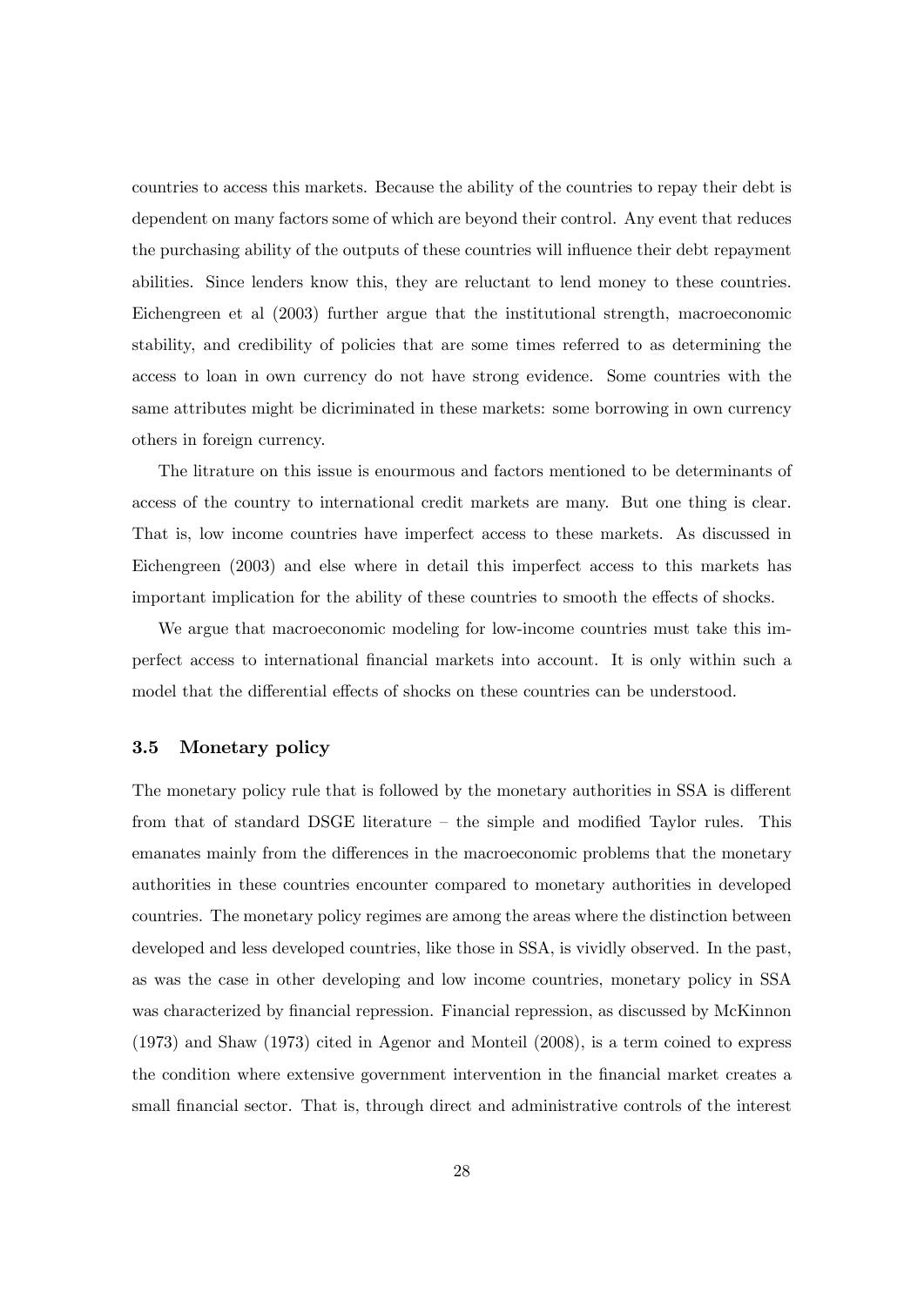countries to access this markets. Because the ability of the countries to repay their debt is dependent on many factors some of which are beyond their control. Any event that reduces the purchasing ability of the outputs of these countries will influence their debt repayment abilities. Since lenders know this, they are reluctant to lend money to these countries. Eichengreen et al (2003) further argue that the institutional strength, macroeconomic stability, and credibility of policies that are some times referred to as determining the access to loan in own currency do not have strong evidence. Some countries with the same attributes might be dicriminated in these markets: some borrowing in own currency others in foreign currency.

The litrature on this issue is enourmous and factors mentioned to be determinants of access of the country to international credit markets are many. But one thing is clear. That is, low income countries have imperfect access to these markets. As discussed in Eichengreen (2003) and else where in detail this imperfect access to this markets has important implication for the ability of these countries to smooth the effects of shocks.

We argue that macroeconomic modeling for low-income countries must take this imperfect access to international financial markets into account. It is only within such a model that the differential effects of shocks on these countries can be understood.

### 3.5 Monetary policy

The monetary policy rule that is followed by the monetary authorities in SSA is different from that of standard DSGE literature – the simple and modified Taylor rules. This emanates mainly from the differences in the macroeconomic problems that the monetary authorities in these countries encounter compared to monetary authorities in developed countries. The monetary policy regimes are among the areas where the distinction between developed and less developed countries, like those in SSA, is vividly observed. In the past, as was the case in other developing and low income countries, monetary policy in SSA was characterized by financial repression. Financial repression, as discussed by McKinnon (1973) and Shaw (1973) cited in Agenor and Monteil (2008), is a term coined to express the condition where extensive government intervention in the financial market creates a small financial sector. That is, through direct and administrative controls of the interest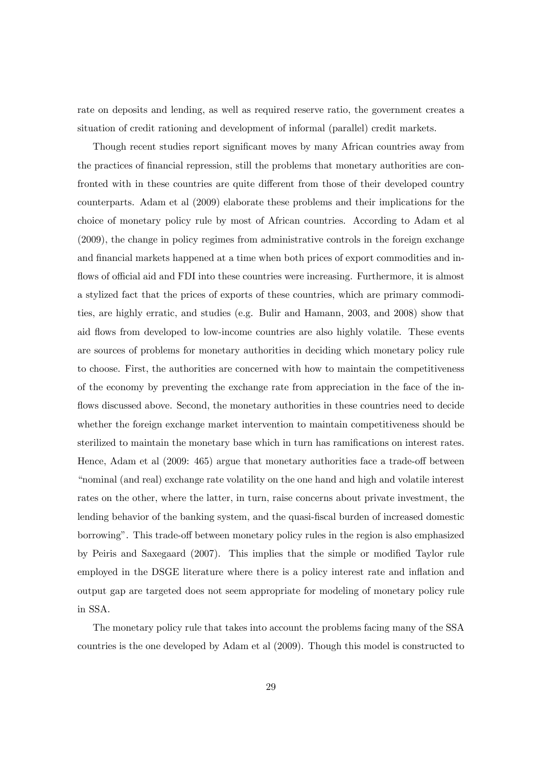rate on deposits and lending, as well as required reserve ratio, the government creates a situation of credit rationing and development of informal (parallel) credit markets.

Though recent studies report significant moves by many African countries away from the practices of financial repression, still the problems that monetary authorities are confronted with in these countries are quite different from those of their developed country counterparts. Adam et al (2009) elaborate these problems and their implications for the choice of monetary policy rule by most of African countries. According to Adam et al (2009), the change in policy regimes from administrative controls in the foreign exchange and financial markets happened at a time when both prices of export commodities and inflows of official aid and FDI into these countries were increasing. Furthermore, it is almost a stylized fact that the prices of exports of these countries, which are primary commodities, are highly erratic, and studies (e.g. Bulir and Hamann, 2003, and 2008) show that aid flows from developed to low-income countries are also highly volatile. These events are sources of problems for monetary authorities in deciding which monetary policy rule to choose. First, the authorities are concerned with how to maintain the competitiveness of the economy by preventing the exchange rate from appreciation in the face of the inflows discussed above. Second, the monetary authorities in these countries need to decide whether the foreign exchange market intervention to maintain competitiveness should be sterilized to maintain the monetary base which in turn has ramifications on interest rates. Hence, Adam et al (2009: 465) argue that monetary authorities face a trade-off between "nominal (and real) exchange rate volatility on the one hand and high and volatile interest rates on the other, where the latter, in turn, raise concerns about private investment, the lending behavior of the banking system, and the quasi-fiscal burden of increased domestic borrowing". This trade-off between monetary policy rules in the region is also emphasized by Peiris and Saxegaard (2007). This implies that the simple or modified Taylor rule employed in the DSGE literature where there is a policy interest rate and inflation and output gap are targeted does not seem appropriate for modeling of monetary policy rule in SSA.

The monetary policy rule that takes into account the problems facing many of the SSA countries is the one developed by Adam et al (2009). Though this model is constructed to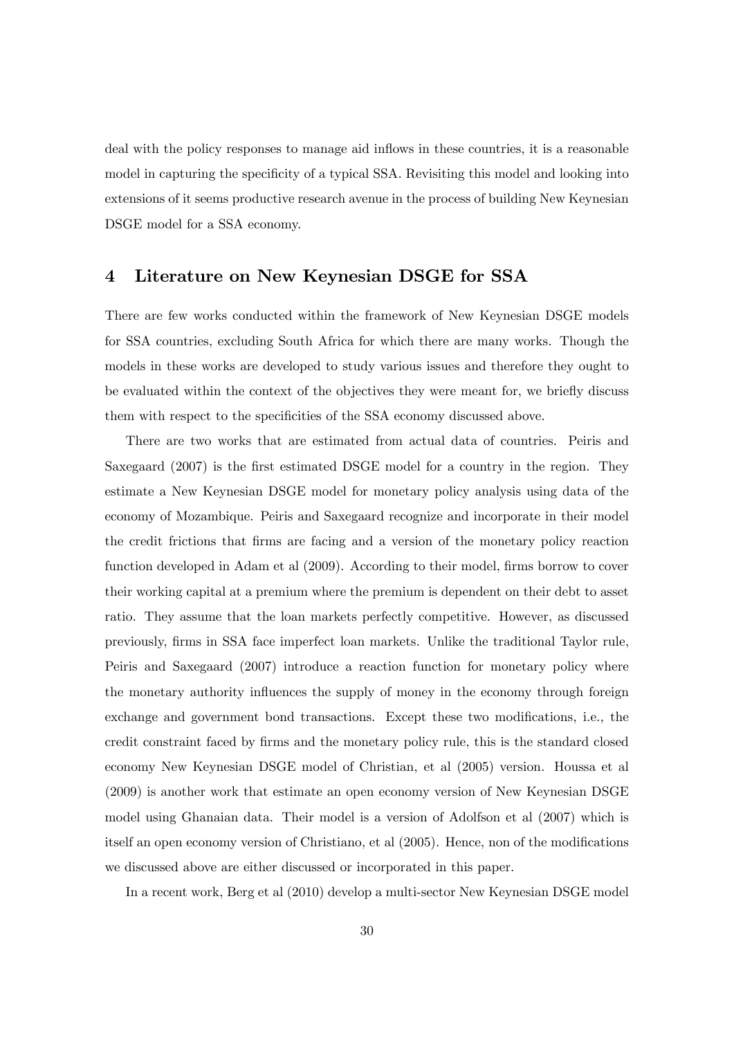deal with the policy responses to manage aid inflows in these countries, it is a reasonable model in capturing the specificity of a typical SSA. Revisiting this model and looking into extensions of it seems productive research avenue in the process of building New Keynesian DSGE model for a SSA economy.

## 4 Literature on New Keynesian DSGE for SSA

There are few works conducted within the framework of New Keynesian DSGE models for SSA countries, excluding South Africa for which there are many works. Though the models in these works are developed to study various issues and therefore they ought to be evaluated within the context of the objectives they were meant for, we briefly discuss them with respect to the specificities of the SSA economy discussed above.

There are two works that are estimated from actual data of countries. Peiris and Saxegaard (2007) is the first estimated DSGE model for a country in the region. They estimate a New Keynesian DSGE model for monetary policy analysis using data of the economy of Mozambique. Peiris and Saxegaard recognize and incorporate in their model the credit frictions that firms are facing and a version of the monetary policy reaction function developed in Adam et al (2009). According to their model, firms borrow to cover their working capital at a premium where the premium is dependent on their debt to asset ratio. They assume that the loan markets perfectly competitive. However, as discussed previously, firms in SSA face imperfect loan markets. Unlike the traditional Taylor rule, Peiris and Saxegaard (2007) introduce a reaction function for monetary policy where the monetary authority influences the supply of money in the economy through foreign exchange and government bond transactions. Except these two modifications, i.e., the credit constraint faced by firms and the monetary policy rule, this is the standard closed economy New Keynesian DSGE model of Christian, et al (2005) version. Houssa et al (2009) is another work that estimate an open economy version of New Keynesian DSGE model using Ghanaian data. Their model is a version of Adolfson et al (2007) which is itself an open economy version of Christiano, et al (2005). Hence, non of the modifications we discussed above are either discussed or incorporated in this paper.

In a recent work, Berg et al (2010) develop a multi-sector New Keynesian DSGE model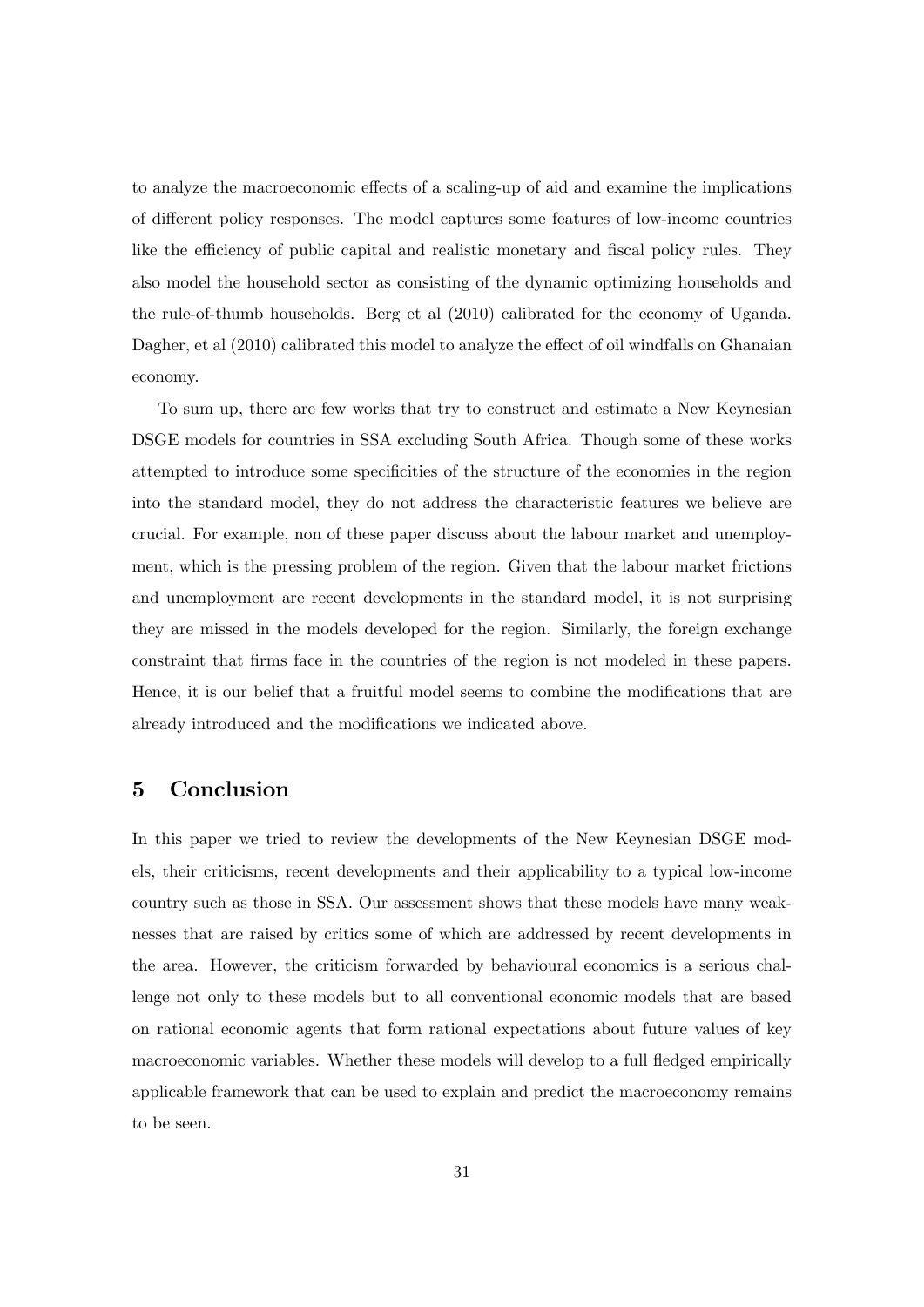to analyze the macroeconomic effects of a scaling-up of aid and examine the implications of different policy responses. The model captures some features of low-income countries like the efficiency of public capital and realistic monetary and fiscal policy rules. They also model the household sector as consisting of the dynamic optimizing households and the rule-of-thumb households. Berg et al (2010) calibrated for the economy of Uganda. Dagher, et al (2010) calibrated this model to analyze the effect of oil windfalls on Ghanaian economy.

To sum up, there are few works that try to construct and estimate a New Keynesian DSGE models for countries in SSA excluding South Africa. Though some of these works attempted to introduce some specificities of the structure of the economies in the region into the standard model, they do not address the characteristic features we believe are crucial. For example, non of these paper discuss about the labour market and unemployment, which is the pressing problem of the region. Given that the labour market frictions and unemployment are recent developments in the standard model, it is not surprising they are missed in the models developed for the region. Similarly, the foreign exchange constraint that firms face in the countries of the region is not modeled in these papers. Hence, it is our belief that a fruitful model seems to combine the modifications that are already introduced and the modifications we indicated above.

## 5 Conclusion

In this paper we tried to review the developments of the New Keynesian DSGE models, their criticisms, recent developments and their applicability to a typical low-income country such as those in SSA. Our assessment shows that these models have many weaknesses that are raised by critics some of which are addressed by recent developments in the area. However, the criticism forwarded by behavioural economics is a serious challenge not only to these models but to all conventional economic models that are based on rational economic agents that form rational expectations about future values of key macroeconomic variables. Whether these models will develop to a full fledged empirically applicable framework that can be used to explain and predict the macroeconomy remains to be seen.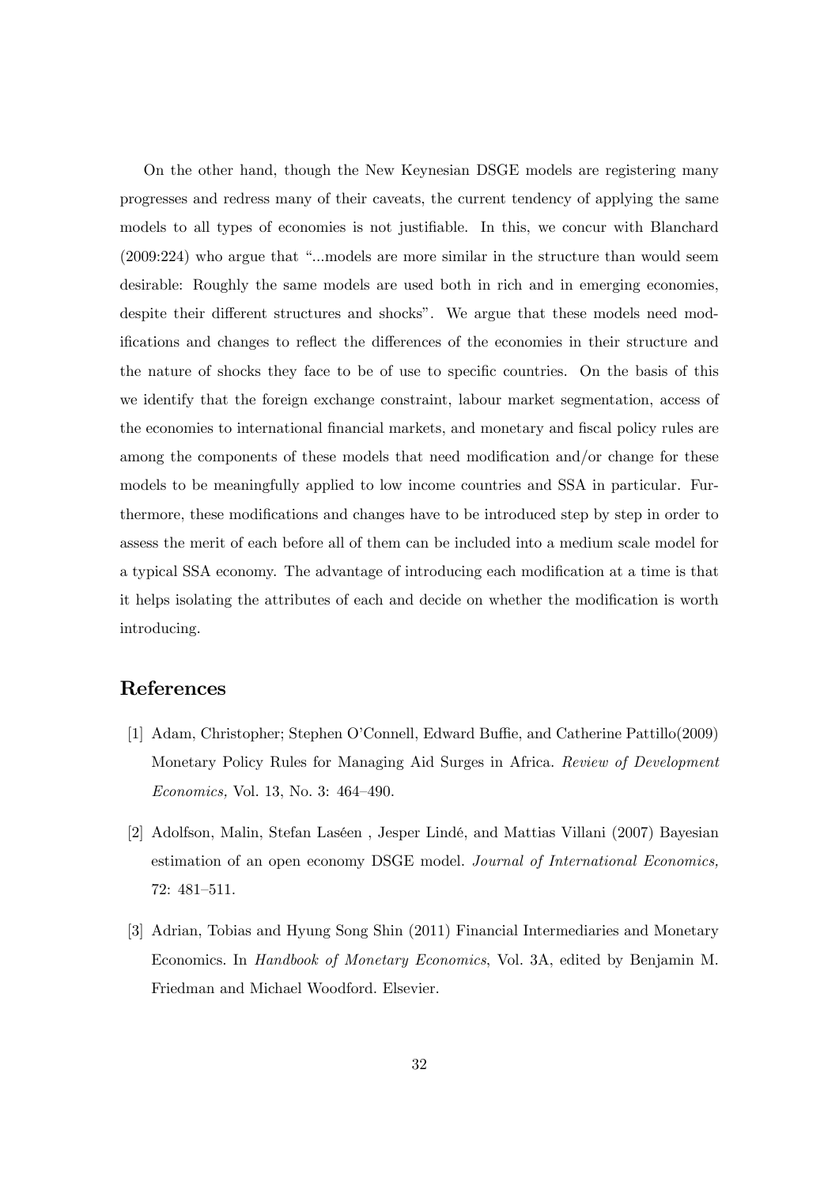On the other hand, though the New Keynesian DSGE models are registering many progresses and redress many of their caveats, the current tendency of applying the same models to all types of economies is not justifiable. In this, we concur with Blanchard (2009:224) who argue that "...models are more similar in the structure than would seem desirable: Roughly the same models are used both in rich and in emerging economies, despite their different structures and shocks". We argue that these models need modifications and changes to reflect the differences of the economies in their structure and the nature of shocks they face to be of use to specific countries. On the basis of this we identify that the foreign exchange constraint, labour market segmentation, access of the economies to international financial markets, and monetary and fiscal policy rules are among the components of these models that need modification and/or change for these models to be meaningfully applied to low income countries and SSA in particular. Furthermore, these modifications and changes have to be introduced step by step in order to assess the merit of each before all of them can be included into a medium scale model for a typical SSA economy. The advantage of introducing each modification at a time is that it helps isolating the attributes of each and decide on whether the modification is worth introducing.

## References

[1] Adam, Christopher; Stephen O'Connell, Edward Buffie, and Catherine Pattillo(2009) Monetary Policy Rules for Managing Aid Surges in Africa. *Review of Development Economics,* Vol. 13, No. 3: 464–490.

[2] Adolfson, Malin, Stefan Laséen , Jesper Lindé, and Mattias Villani (2007) Bayesian estimation of an open economy DSGE model. *Journal of International Economics,* 72: 481–511.

[3] Adrian, Tobias and Hyung Song Shin (2011) Financial Intermediaries and Monetary Economics. In *Handbook of Monetary Economics*, Vol. 3A, edited by Benjamin M. Friedman and Michael Woodford. Elsevier.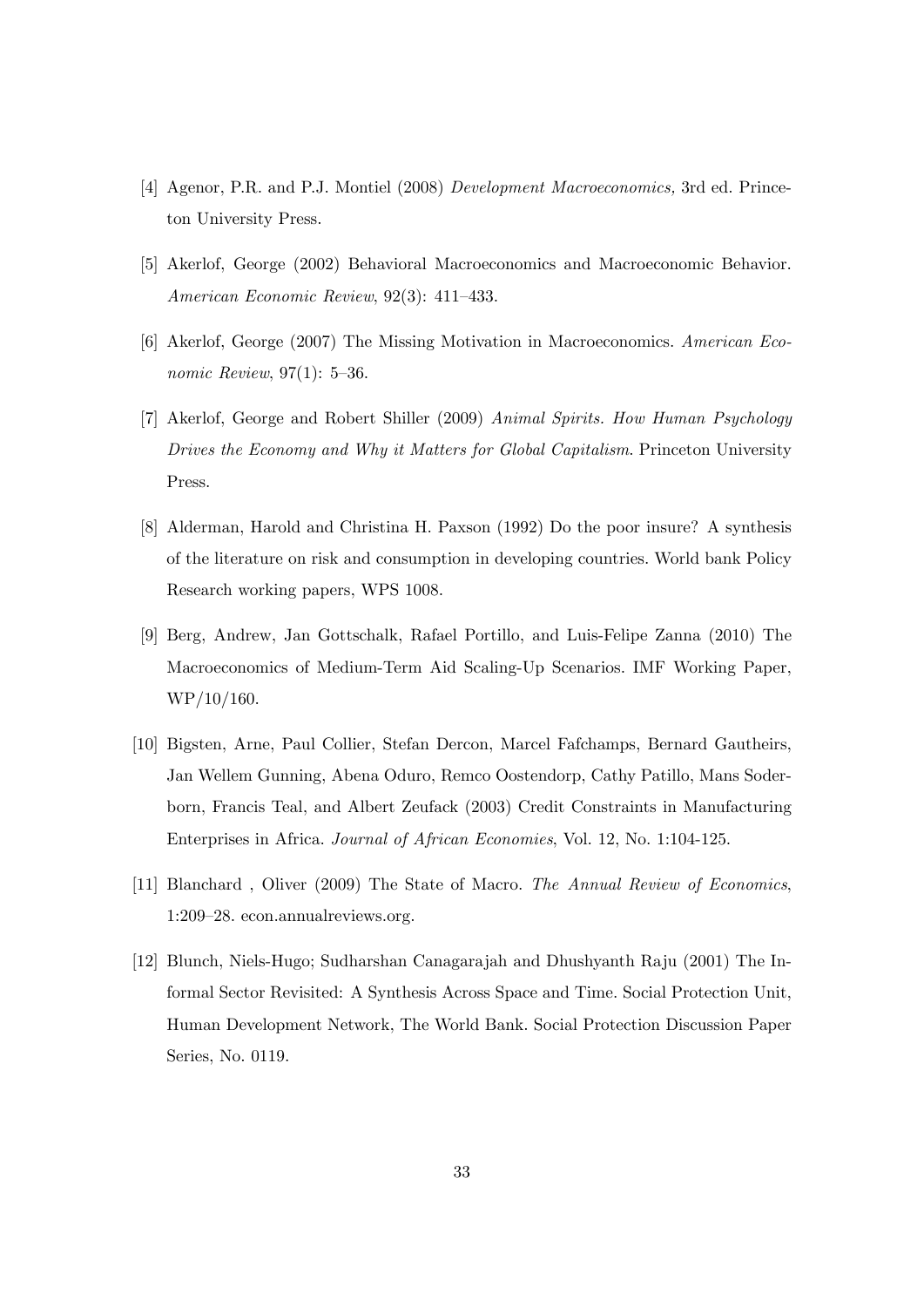[4] Agenor, P.R. and P.J. Montiel (2008) *Development Macroeconomics,* 3rd ed. Princeton University Press.

[5] Akerlof, George (2002) Behavioral Macroeconomics and Macroeconomic Behavior. *American Economic Review*, 92(3): 411–433.

[6] Akerlof, George (2007) The Missing Motivation in Macroeconomics. *American Economic Review*, 97(1): 5–36.

[7] Akerlof, George and Robert Shiller (2009) *Animal Spirits. How Human Psychology Drives the Economy and Why it Matters for Global Capitalism.* Princeton University Press.

[8] Alderman, Harold and Christina H. Paxson (1992) Do the poor insure? A synthesis of the literature on risk and consumption in developing countries. World bank Policy Research working papers, WPS 1008.

[9] Berg, Andrew, Jan Gottschalk, Rafael Portillo, and Luis-Felipe Zanna (2010) The Macroeconomics of Medium-Term Aid Scaling-Up Scenarios. IMF Working Paper, WP/10/160.

[10] Bigsten, Arne, Paul Collier, Stefan Dercon, Marcel Fafchamps, Bernard Gautheirs, Jan Wellem Gunning, Abena Oduro, Remco Oostendorp, Cathy Patillo, Mans Soderborn, Francis Teal, and Albert Zeufack (2003) Credit Constraints in Manufacturing Enterprises in Africa. *Journal of African Economies*, Vol. 12, No. 1:104-125.

[11] Blanchard , Oliver (2009) The State of Macro. *The Annual Review of Economics*, 1:209–28. econ.annualreviews.org.

[12] Blunch, Niels-Hugo; Sudharshan Canagarajah and Dhushyanth Raju (2001) The Informal Sector Revisited: A Synthesis Across Space and Time. Social Protection Unit, Human Development Network, The World Bank. Social Protection Discussion Paper Series, No. 0119.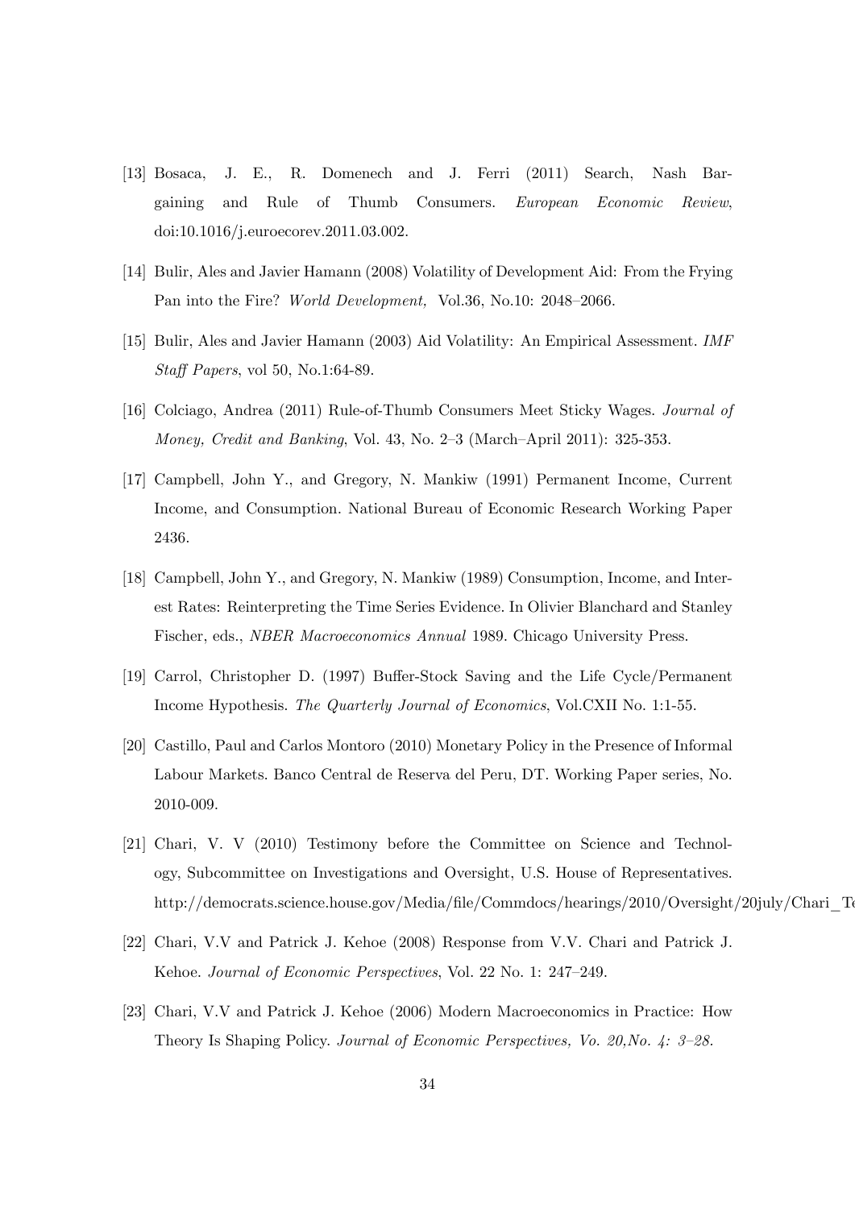[13] Bosaca, J. E., R. Domenech and J. Ferri (2011) Search, Nash Bargaining and Rule of Thumb Consumers. *European Economic Review*, doi:10.1016/j.euroecorev.2011.03.002.

[14] Bulir, Ales and Javier Hamann (2008) Volatility of Development Aid: From the Frying Pan into the Fire? *World Development,* Vol.36, No.10: 2048–2066.

[15] Bulir, Ales and Javier Hamann (2003) Aid Volatility: An Empirical Assessment. *IMF Staff Papers*, vol 50, No.1:64-89.

[16] Colciago, Andrea (2011) Rule-of-Thumb Consumers Meet Sticky Wages. *Journal of Money, Credit and Banking*, Vol. 43, No. 2–3 (March–April 2011): 325-353.

[17] Campbell, John Y., and Gregory, N. Mankiw (1991) Permanent Income, Current Income, and Consumption. National Bureau of Economic Research Working Paper 2436.

[18] Campbell, John Y., and Gregory, N. Mankiw (1989) Consumption, Income, and Interest Rates: Reinterpreting the Time Series Evidence. In Olivier Blanchard and Stanley Fischer, eds., *NBER Macroeconomics Annual* 1989. Chicago University Press.

[19] Carrol, Christopher D. (1997) Buffer-Stock Saving and the Life Cycle/Permanent Income Hypothesis. *The Quarterly Journal of Economics*, Vol.CXII No. 1:1-55.

[20] Castillo, Paul and Carlos Montoro (2010) Monetary Policy in the Presence of Informal Labour Markets. Banco Central de Reserva del Peru, DT. Working Paper series, No. 2010-009.

[21] Chari, V. V (2010) Testimony before the Committee on Science and Technology, Subcommittee on Investigations and Oversight, U.S. House of Representatives. http://democrats.science.house.gov/Media/file/Commdocs/hearings/2010/Oversight/20july/Chari_Te

[22] Chari, V.V and Patrick J. Kehoe (2008) Response from V.V. Chari and Patrick J. Kehoe. *Journal of Economic Perspectives*, Vol. 22 No. 1: 247–249.

[23] Chari, V.V and Patrick J. Kehoe (2006) Modern Macroeconomics in Practice: How Theory Is Shaping Policy. *Journal of Economic Perspectives, Vo. 20,No. 4: 3–28.*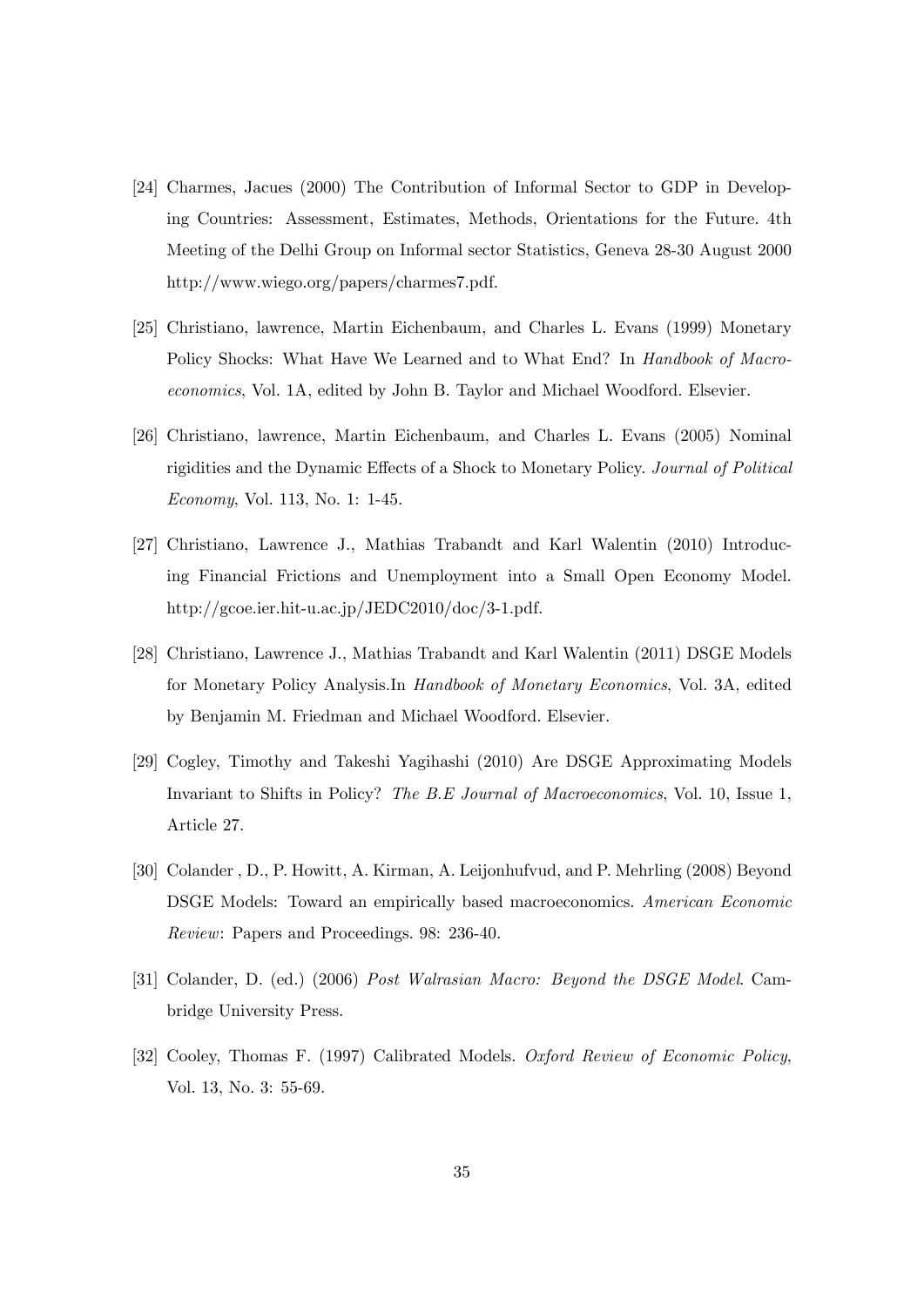[24] Charmes, Jacues (2000) The Contribution of Informal Sector to GDP in Developing Countries: Assessment, Estimates, Methods, Orientations for the Future. 4th Meeting of the Delhi Group on Informal sector Statistics, Geneva 28-30 August 2000 http://www.wiego.org/papers/charmes7.pdf.

[25] Christiano, lawrence, Martin Eichenbaum, and Charles L. Evans (1999) Monetary Policy Shocks: What Have We Learned and to What End? In *Handbook of Macroeconomics*, Vol. 1A, edited by John B. Taylor and Michael Woodford. Elsevier.

[26] Christiano, lawrence, Martin Eichenbaum, and Charles L. Evans (2005) Nominal rigidities and the Dynamic Effects of a Shock to Monetary Policy. *Journal of Political Economy*, Vol. 113, No. 1: 1-45.

[27] Christiano, Lawrence J., Mathias Trabandt and Karl Walentin (2010) Introducing Financial Frictions and Unemployment into a Small Open Economy Model. http://gcoe.ier.hit-u.ac.jp/JEDC2010/doc/3-1.pdf.

[28] Christiano, Lawrence J., Mathias Trabandt and Karl Walentin (2011) DSGE Models for Monetary Policy Analysis.In *Handbook of Monetary Economics*, Vol. 3A, edited by Benjamin M. Friedman and Michael Woodford. Elsevier.

[29] Cogley, Timothy and Takeshi Yagihashi (2010) Are DSGE Approximating Models Invariant to Shifts in Policy? *The B.E Journal of Macroeconomics*, Vol. 10, Issue 1, Article 27.

[30] Colander , D., P. Howitt, A. Kirman, A. Leijonhufvud, and P. Mehrling (2008) Beyond DSGE Models: Toward an empirically based macroeconomics. *American Economic Review*: Papers and Proceedings. 98: 236-40.

[31] Colander, D. (ed.) (2006) *Post Walrasian Macro: Beyond the DSGE Model*. Cambridge University Press.

[32] Cooley, Thomas F. (1997) Calibrated Models. *Oxford Review of Economic Policy*, Vol. 13, No. 3: 55-69.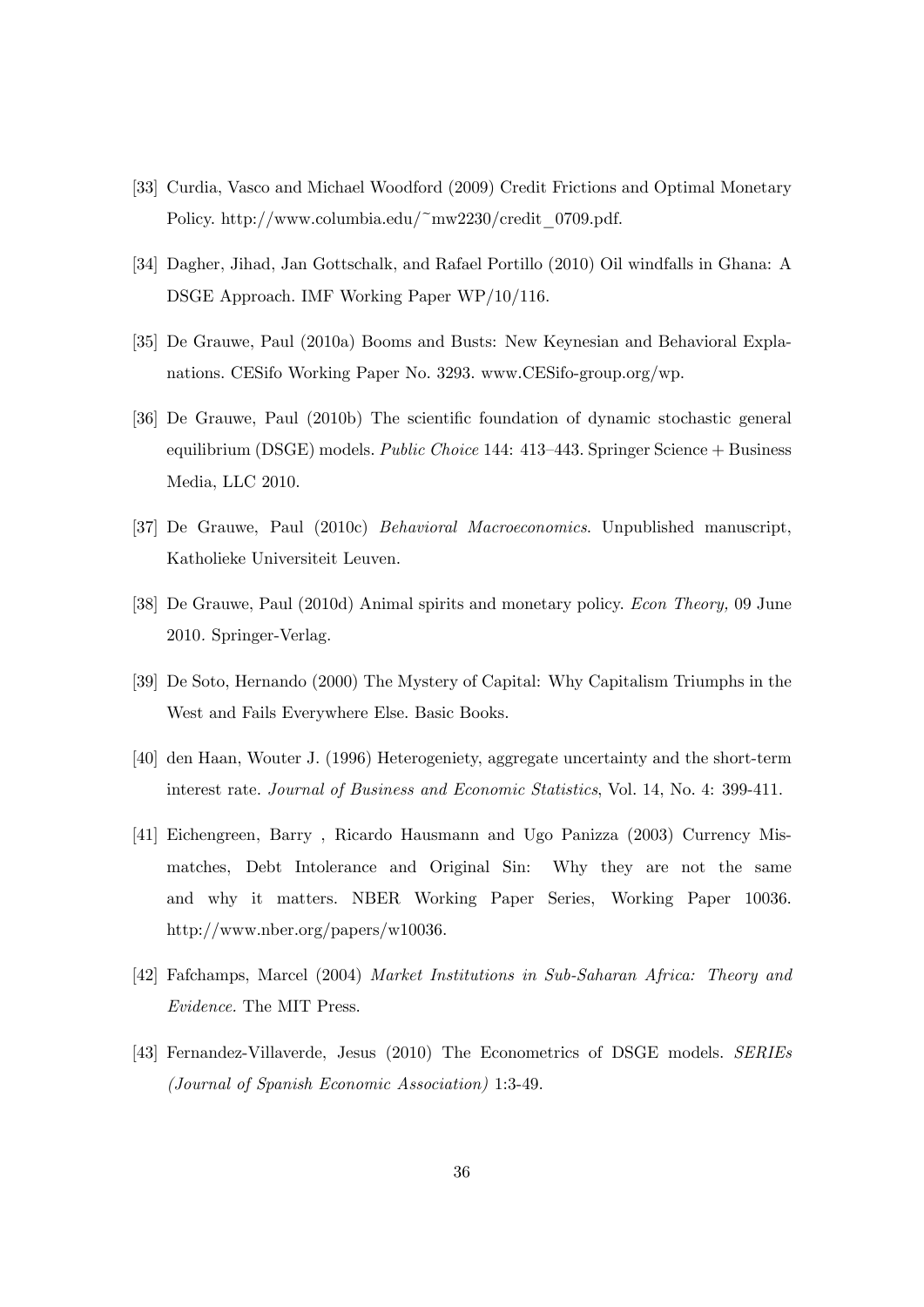[33] Curdia, Vasco and Michael Woodford (2009) Credit Frictions and Optimal Monetary Policy. http://www.columbia.edu/~mw2230/credit_0709.pdf.

[34] Dagher, Jihad, Jan Gottschalk, and Rafael Portillo (2010) Oil windfalls in Ghana: A DSGE Approach. IMF Working Paper WP/10/116.

[35] De Grauwe, Paul (2010a) Booms and Busts: New Keynesian and Behavioral Explanations. CESifo Working Paper No. 3293. www.CESifo-group.org/wp.

[36] De Grauwe, Paul (2010b) The scientific foundation of dynamic stochastic general equilibrium (DSGE) models. *Public Choice* 144: 413–443. Springer Science + Business Media, LLC 2010.

[37] De Grauwe, Paul (2010c) *Behavioral Macroeconomics*. Unpublished manuscript, Katholieke Universiteit Leuven.

[38] De Grauwe, Paul (2010d) Animal spirits and monetary policy. *Econ Theory,* 09 June 2010. Springer-Verlag.

[39] De Soto, Hernando (2000) The Mystery of Capital: Why Capitalism Triumphs in the West and Fails Everywhere Else. Basic Books.

[40] den Haan, Wouter J. (1996) Heterogeniety, aggregate uncertainty and the short-term interest rate. *Journal of Business and Economic Statistics*, Vol. 14, No. 4: 399-411.

[41] Eichengreen, Barry , Ricardo Hausmann and Ugo Panizza (2003) Currency Mismatches, Debt Intolerance and Original Sin: Why they are not the same and why it matters. NBER Working Paper Series, Working Paper 10036. http://www.nber.org/papers/w10036.

[42] Fafchamps, Marcel (2004) *Market Institutions in Sub-Saharan Africa: Theory and Evidence.* The MIT Press.

[43] Fernandez-Villaverde, Jesus (2010) The Econometrics of DSGE models. *SERIEs (Journal of Spanish Economic Association)* 1:3-49.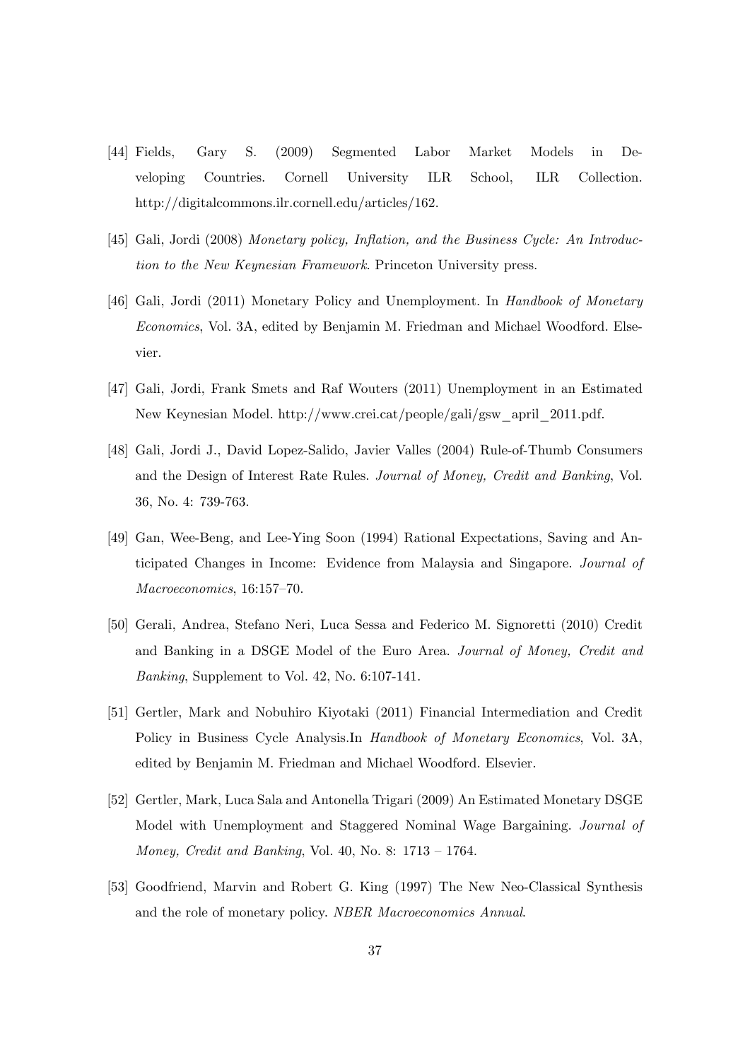[44] Fields, Gary S. (2009) Segmented Labor Market Models in Developing Countries. Cornell University ILR School, ILR Collection. http://digitalcommons.ilr.cornell.edu/articles/162.

[45] Gali, Jordi (2008) *Monetary policy, Inflation, and the Business Cycle: An Introduction to the New Keynesian Framework*. Princeton University press.

[46] Gali, Jordi (2011) Monetary Policy and Unemployment. In *Handbook of Monetary Economics*, Vol. 3A, edited by Benjamin M. Friedman and Michael Woodford. Elsevier.

[47] Gali, Jordi, Frank Smets and Raf Wouters (2011) Unemployment in an Estimated New Keynesian Model. http://www.crei.cat/people/gali/gsw_april_2011.pdf.

[48] Gali, Jordi J., David Lopez-Salido, Javier Valles (2004) Rule-of-Thumb Consumers and the Design of Interest Rate Rules. *Journal of Money, Credit and Banking*, Vol. 36, No. 4: 739-763.

[49] Gan, Wee-Beng, and Lee-Ying Soon (1994) Rational Expectations, Saving and Anticipated Changes in Income: Evidence from Malaysia and Singapore. *Journal of Macroeconomics*, 16:157–70.

[50] Gerali, Andrea, Stefano Neri, Luca Sessa and Federico M. Signoretti (2010) Credit and Banking in a DSGE Model of the Euro Area. *Journal of Money, Credit and Banking*, Supplement to Vol. 42, No. 6:107-141.

[51] Gertler, Mark and Nobuhiro Kiyotaki (2011) Financial Intermediation and Credit Policy in Business Cycle Analysis.In *Handbook of Monetary Economics*, Vol. 3A, edited by Benjamin M. Friedman and Michael Woodford. Elsevier.

[52] Gertler, Mark, Luca Sala and Antonella Trigari (2009) An Estimated Monetary DSGE Model with Unemployment and Staggered Nominal Wage Bargaining. *Journal of Money, Credit and Banking*, Vol. 40, No. 8: 1713 – 1764.

[53] Goodfriend, Marvin and Robert G. King (1997) The New Neo-Classical Synthesis and the role of monetary policy. *NBER Macroeconomics Annual*.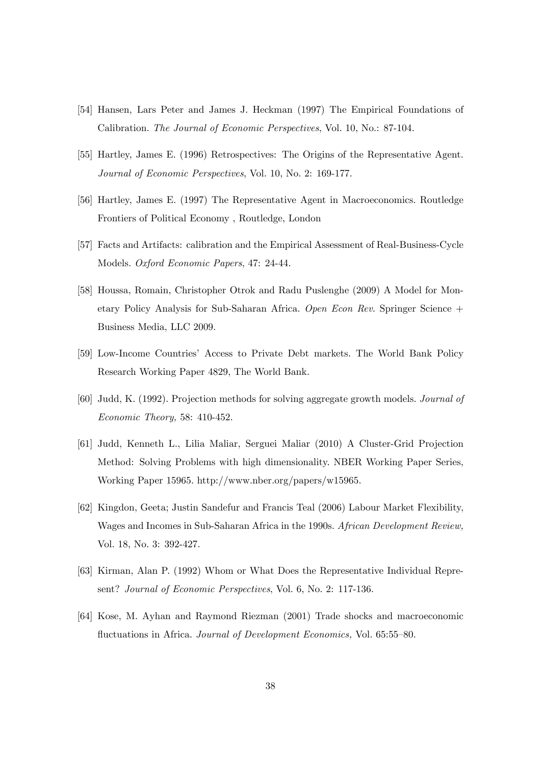[54] Hansen, Lars Peter and James J. Heckman (1997) The Empirical Foundations of Calibration. *The Journal of Economic Perspectives*, Vol. 10, No.: 87-104.

[55] Hartley, James E. (1996) Retrospectives: The Origins of the Representative Agent. *Journal of Economic Perspectives*, Vol. 10, No. 2: 169-177.

[56] Hartley, James E. (1997) The Representative Agent in Macroeconomics. Routledge Frontiers of Political Economy , Routledge, London

[57] Facts and Artifacts: calibration and the Empirical Assessment of Real-Business-Cycle Models. *Oxford Economic Papers*, 47: 24-44.

[58] Houssa, Romain, Christopher Otrok and Radu Puslenghe (2009) A Model for Monetary Policy Analysis for Sub-Saharan Africa. *Open Econ Rev*. Springer Science + Business Media, LLC 2009.

[59] Low-Income Countries' Access to Private Debt markets. The World Bank Policy Research Working Paper 4829, The World Bank.

[60] Judd, K. (1992). Projection methods for solving aggregate growth models. *Journal of Economic Theory,* 58: 410-452.

[61] Judd, Kenneth L., Lilia Maliar, Serguei Maliar (2010) A Cluster-Grid Projection Method: Solving Problems with high dimensionality. NBER Working Paper Series, Working Paper 15965. http://www.nber.org/papers/w15965.

[62] Kingdon, Geeta; Justin Sandefur and Francis Teal (2006) Labour Market Flexibility, Wages and Incomes in Sub-Saharan Africa in the 1990s. *African Development Review,* Vol. 18, No. 3: 392-427.

[63] Kirman, Alan P. (1992) Whom or What Does the Representative Individual Represent? *Journal of Economic Perspectives*, Vol. 6, No. 2: 117-136.

[64] Kose, M. Ayhan and Raymond Riezman (2001) Trade shocks and macroeconomic fluctuations in Africa. *Journal of Development Economics,* Vol. 65:55–80.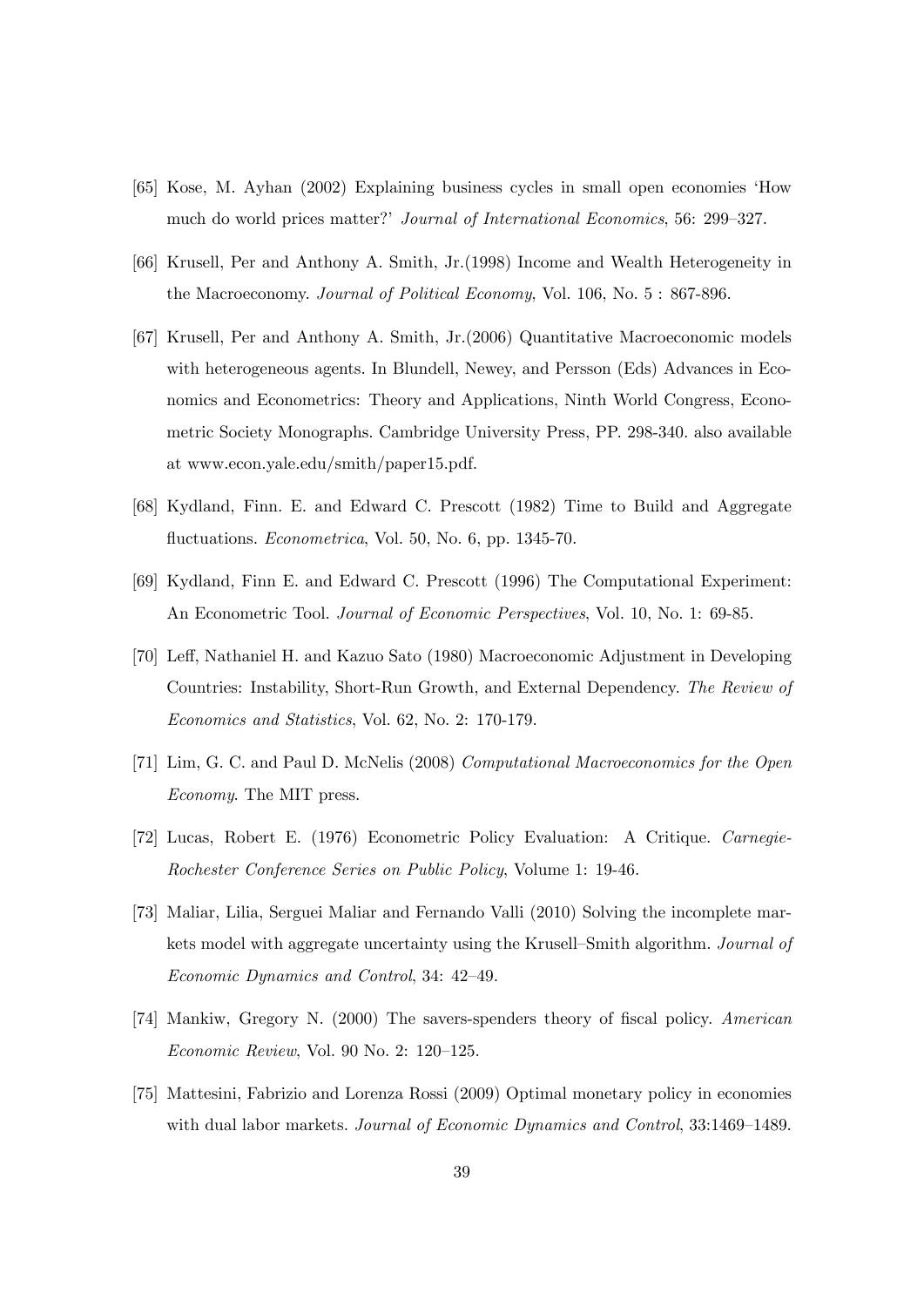[65] Kose, M. Ayhan (2002) Explaining business cycles in small open economies 'How much do world prices matter?' *Journal of International Economics*, 56: 299–327.

[66] Krusell, Per and Anthony A. Smith, Jr.(1998) Income and Wealth Heterogeneity in the Macroeconomy. *Journal of Political Economy*, Vol. 106, No. 5 : 867-896.

[67] Krusell, Per and Anthony A. Smith, Jr.(2006) Quantitative Macroeconomic models with heterogeneous agents. In Blundell, Newey, and Persson (Eds) Advances in Economics and Econometrics: Theory and Applications, Ninth World Congress, Econometric Society Monographs. Cambridge University Press, PP. 298-340. also available at www.econ.yale.edu/smith/paper15.pdf.

[68] Kydland, Finn. E. and Edward C. Prescott (1982) Time to Build and Aggregate fluctuations. *Econometrica*, Vol. 50, No. 6, pp. 1345-70.

[69] Kydland, Finn E. and Edward C. Prescott (1996) The Computational Experiment: An Econometric Tool. *Journal of Economic Perspectives*, Vol. 10, No. 1: 69-85.

[70] Leff, Nathaniel H. and Kazuo Sato (1980) Macroeconomic Adjustment in Developing Countries: Instability, Short-Run Growth, and External Dependency. *The Review of Economics and Statistics*, Vol. 62, No. 2: 170-179.

[71] Lim, G. C. and Paul D. McNelis (2008) *Computational Macroeconomics for the Open Economy*. The MIT press.

[72] Lucas, Robert E. (1976) Econometric Policy Evaluation: A Critique. *Carnegie-Rochester Conference Series on Public Policy*, Volume 1: 19-46.

[73] Maliar, Lilia, Serguei Maliar and Fernando Valli (2010) Solving the incomplete markets model with aggregate uncertainty using the Krusell–Smith algorithm. *Journal of Economic Dynamics and Control*, 34: 42–49.

[74] Mankiw, Gregory N. (2000) The savers-spenders theory of fiscal policy. *American Economic Review*, Vol. 90 No. 2: 120–125.

[75] Mattesini, Fabrizio and Lorenza Rossi (2009) Optimal monetary policy in economies with dual labor markets. *Journal of Economic Dynamics and Control*, 33:1469–1489.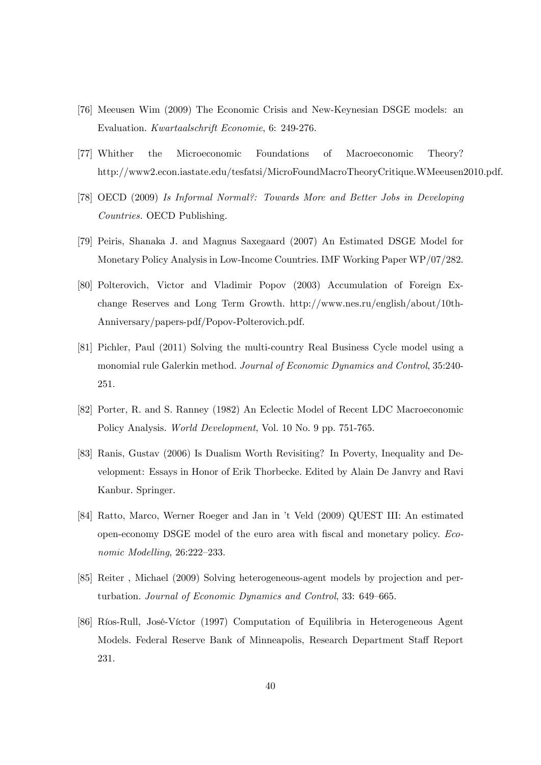[76] Meeusen Wim (2009) The Economic Crisis and New-Keynesian DSGE models: an Evaluation. *Kwartaalschrift Economie*, 6: 249-276.

[77] Whither the Microeconomic Foundations of Macroeconomic Theory? http://www2.econ.iastate.edu/tesfatsi/MicroFoundMacroTheoryCritique.WMeeusen2010.pdf.

[78] OECD (2009) *Is Informal Normal?: Towards More and Better Jobs in Developing Countries.* OECD Publishing.

[79] Peiris, Shanaka J. and Magnus Saxegaard (2007) An Estimated DSGE Model for Monetary Policy Analysis in Low-Income Countries. IMF Working Paper WP/07/282.

[80] Polterovich, Victor and Vladimir Popov (2003) Accumulation of Foreign Exchange Reserves and Long Term Growth. http://www.nes.ru/english/about/10th-Anniversary/papers-pdf/Popov-Polterovich.pdf.

[81] Pichler, Paul (2011) Solving the multi-country Real Business Cycle model using a monomial rule Galerkin method. *Journal of Economic Dynamics and Control*, 35:240-251.

[82] Porter, R. and S. Ranney (1982) An Eclectic Model of Recent LDC Macroeconomic Policy Analysis. *World Development*, Vol. 10 No. 9 pp. 751-765.

[83] Ranis, Gustav (2006) Is Dualism Worth Revisiting? In Poverty, Inequality and Development: Essays in Honor of Erik Thorbecke. Edited by Alain De Janvry and Ravi Kanbur. Springer.

[84] Ratto, Marco, Werner Roeger and Jan in 't Veld (2009) QUEST III: An estimated open-economy DSGE model of the euro area with fiscal and monetary policy. *Economic Modelling*, 26:222–233.

[85] Reiter , Michael (2009) Solving heterogeneous-agent models by projection and perturbation. *Journal of Economic Dynamics and Control*, 33: 649–665.

[86] Ríos-Rull, José-Víctor (1997) Computation of Equilibria in Heterogeneous Agent Models. Federal Reserve Bank of Minneapolis, Research Department Staff Report 231.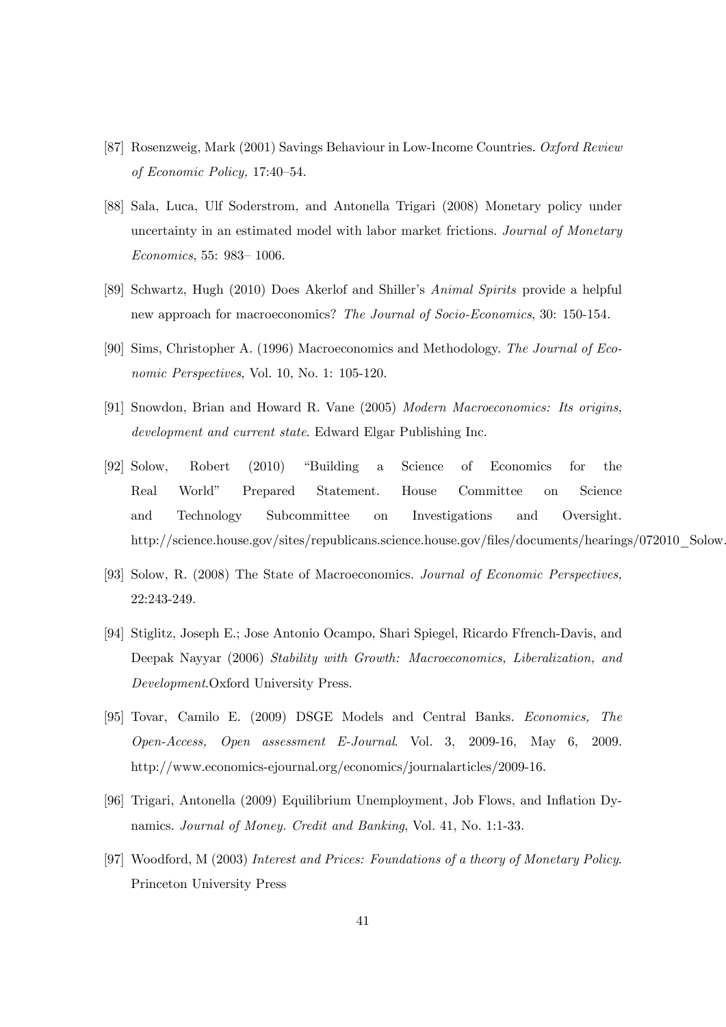[87] Rosenzweig, Mark (2001) Savings Behaviour in Low-Income Countries. *Oxford Review of Economic Policy,* 17:40–54.

[88] Sala, Luca, Ulf Soderstrom, and Antonella Trigari (2008) Monetary policy under uncertainty in an estimated model with labor market frictions. *Journal of Monetary Economics*, 55: 983– 1006.

[89] Schwartz, Hugh (2010) Does Akerlof and Shiller's *Animal Spirits* provide a helpful new approach for macroeconomics? *The Journal of Socio-Economics*, 30: 150-154.

[90] Sims, Christopher A. (1996) Macroeconomics and Methodology. *The Journal of Economic Perspectives*, Vol. 10, No. 1: 105-120.

[91] Snowdon, Brian and Howard R. Vane (2005) *Modern Macroeconomics: Its origins, development and current state*. Edward Elgar Publishing Inc.

[92] Solow, Robert (2010) "Building a Science of Economics for the Real World" Prepared Statement. House Committee on Science and Technology Subcommittee on Investigations and Oversight. http://science.house.gov/sites/republicans.science.house.gov/files/documents/hearings/072010_Solow.

[93] Solow, R. (2008) The State of Macroeconomics. *Journal of Economic Perspectives,* 22:243-249.

[94] Stiglitz, Joseph E.; Jose Antonio Ocampo, Shari Spiegel, Ricardo Ffrench-Davis, and Deepak Nayyar (2006) *Stability with Growth: Macroeconomics, Liberalization, and Development*.Oxford University Press.

[95] Tovar, Camilo E. (2009) DSGE Models and Central Banks. *Economics, The Open-Access, Open assessment E-Journal*. Vol. 3, 2009-16, May 6, 2009. http://www.economics-ejournal.org/economics/journalarticles/2009-16.

[96] Trigari, Antonella (2009) Equilibrium Unemployment, Job Flows, and Inflation Dynamics. *Journal of Money. Credit and Banking*, Vol. 41, No. 1:1-33.

[97] Woodford, M (2003) *Interest and Prices: Foundations of a theory of Monetary Policy*. Princeton University Press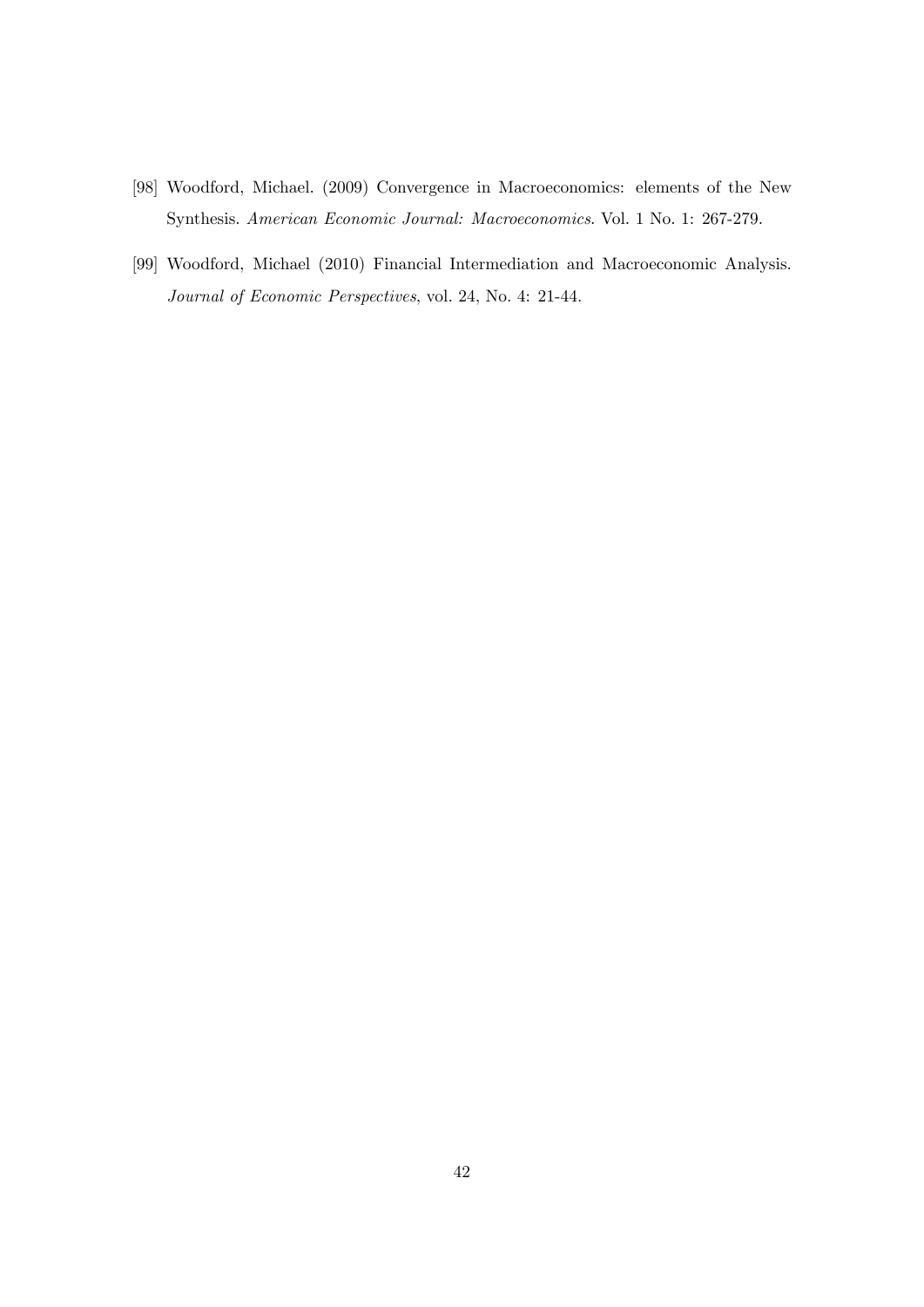[98] Woodford, Michael. (2009) Convergence in Macroeconomics: elements of the New Synthesis. *American Economic Journal: Macroeconomics*. Vol. 1 No. 1: 267-279.

[99] Woodford, Michael (2010) Financial Intermediation and Macroeconomic Analysis. *Journal of Economic Perspectives*, vol. 24, No. 4: 21-44.